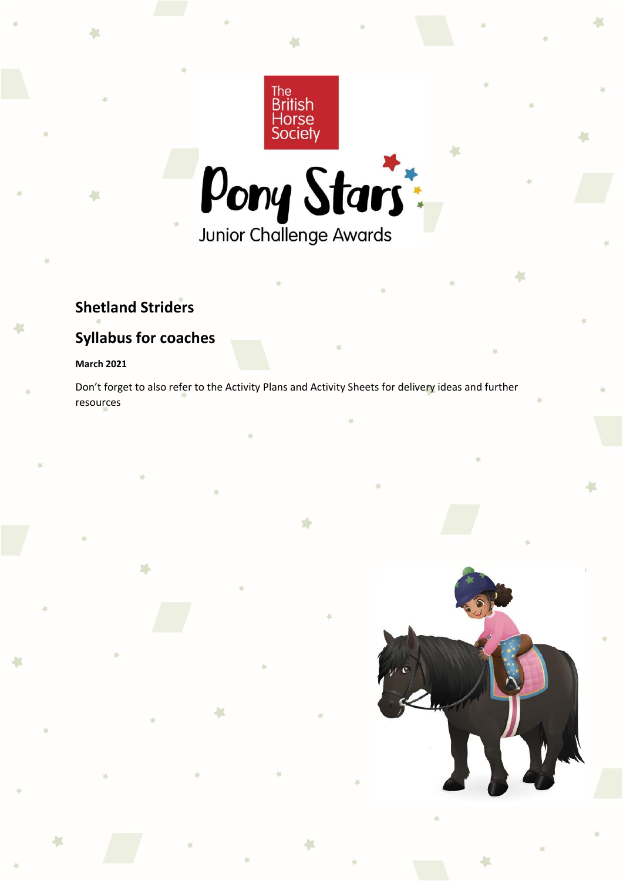The British Horse Society

Pony Stars

Junior Challenge Awards

## Shetland Striders

## Syllabus for coaches

**March 2021**

Don't forget to also refer to the Activity Plans and Activity Sheets for delivery ideas and further resources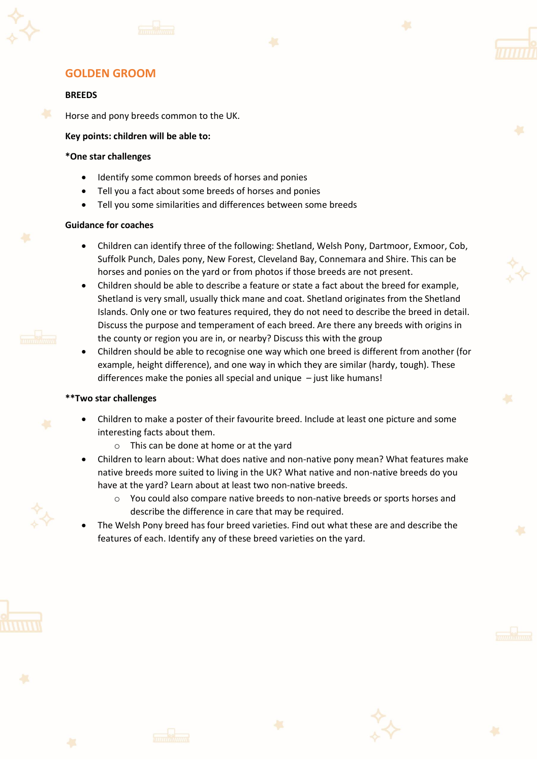## GOLDEN GROOM

**BREEDS**

Horse and pony breeds common to the UK.

**Key points: children will be able to:**

***One star challenges**

- Identify some common breeds of horses and ponies
- Tell you a fact about some breeds of horses and ponies
- Tell you some similarities and differences between some breeds

**Guidance for coaches**

- Children can identify three of the following: Shetland, Welsh Pony, Dartmoor, Exmoor, Cob, Suffolk Punch, Dales pony, New Forest, Cleveland Bay, Connemara and Shire. This can be horses and ponies on the yard or from photos if those breeds are not present.
- Children should be able to describe a feature or state a fact about the breed for example, Shetland is very small, usually thick mane and coat. Shetland originates from the Shetland Islands. Only one or two features required, they do not need to describe the breed in detail. Discuss the purpose and temperament of each breed. Are there any breeds with origins in the county or region you are in, or nearby? Discuss this with the group
- Children should be able to recognise one way which one breed is different from another (for example, height difference), and one way in which they are similar (hardy, tough). These differences make the ponies all special and unique – just like humans!

****Two star challenges**

- Children to make a poster of their favourite breed. Include at least one picture and some interesting facts about them.
  - This can be done at home or at the yard
- Children to learn about: What does native and non-native pony mean? What features make native breeds more suited to living in the UK? What native and non-native breeds do you have at the yard? Learn about at least two non-native breeds.
  - You could also compare native breeds to non-native breeds or sports horses and describe the difference in care that may be required.
- The Welsh Pony breed has four breed varieties. Find out what these are and describe the features of each. Identify any of these breed varieties on the yard.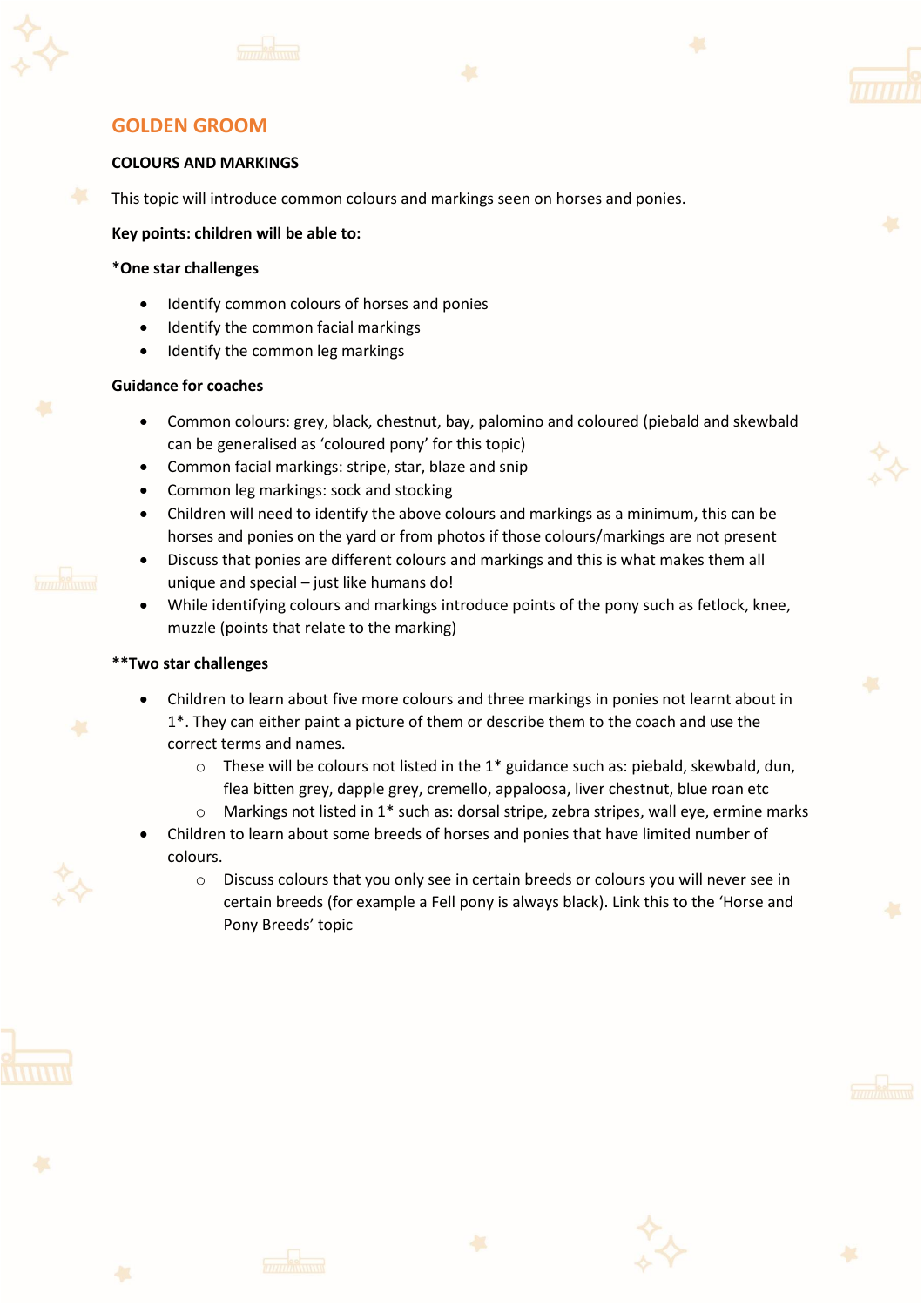## GOLDEN GROOM

### COLOURS AND MARKINGS

This topic will introduce common colours and markings seen on horses and ponies.

**Key points: children will be able to:**

**\*One star challenges**

- Identify common colours of horses and ponies
- Identify the common facial markings
- Identify the common leg markings

**Guidance for coaches**

- Common colours: grey, black, chestnut, bay, palomino and coloured (piebald and skewbald can be generalised as 'coloured pony' for this topic)
- Common facial markings: stripe, star, blaze and snip
- Common leg markings: sock and stocking
- Children will need to identify the above colours and markings as a minimum, this can be horses and ponies on the yard or from photos if those colours/markings are not present
- Discuss that ponies are different colours and markings and this is what makes them all unique and special – just like humans do!
- While identifying colours and markings introduce points of the pony such as fetlock, knee, muzzle (points that relate to the marking)

**\*\*Two star challenges**

- Children to learn about five more colours and three markings in ponies not learnt about in 1*. They can either paint a picture of them or describe them to the coach and use the correct terms and names.
  - These will be colours not listed in the 1* guidance such as: piebald, skewbald, dun, flea bitten grey, dapple grey, cremello, appaloosa, liver chestnut, blue roan etc
  - Markings not listed in 1* such as: dorsal stripe, zebra stripes, wall eye, ermine marks
- Children to learn about some breeds of horses and ponies that have limited number of colours.
  - Discuss colours that you only see in certain breeds or colours you will never see in certain breeds (for example a Fell pony is always black). Link this to the 'Horse and Pony Breeds' topic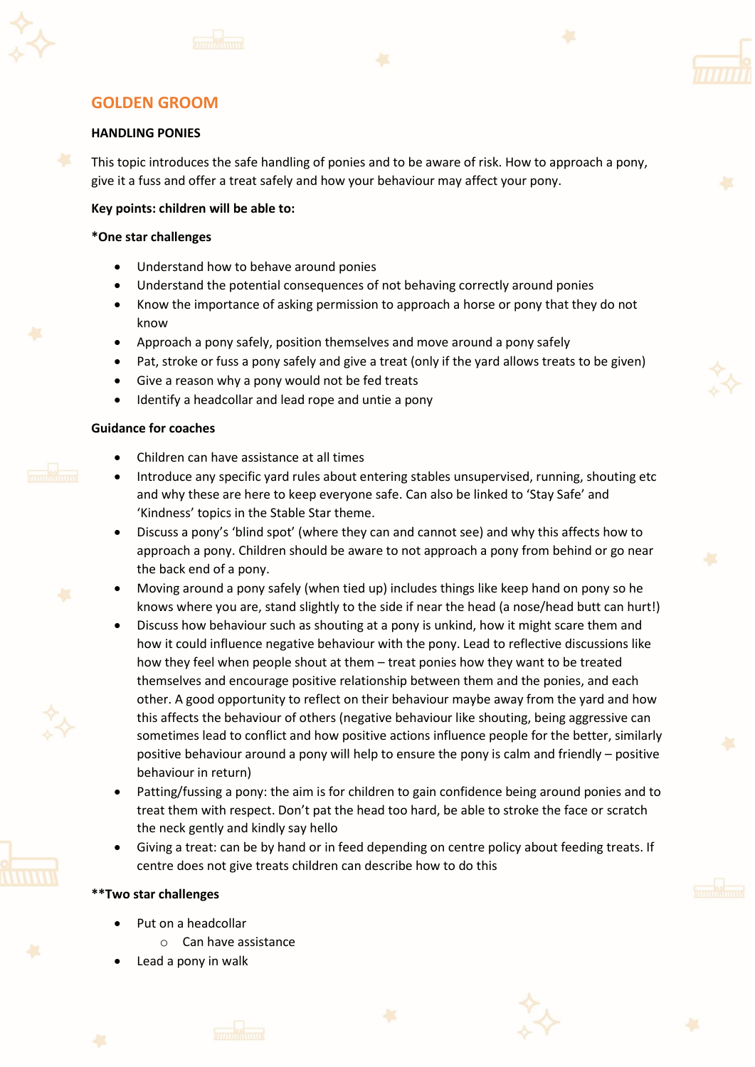## GOLDEN GROOM

### HANDLING PONIES

This topic introduces the safe handling of ponies and to be aware of risk. How to approach a pony, give it a fuss and offer a treat safely and how your behaviour may affect your pony.

**Key points: children will be able to:**

**\*One star challenges**

- Understand how to behave around ponies
- Understand the potential consequences of not behaving correctly around ponies
- Know the importance of asking permission to approach a horse or pony that they do not know
- Approach a pony safely, position themselves and move around a pony safely
- Pat, stroke or fuss a pony safely and give a treat (only if the yard allows treats to be given)
- Give a reason why a pony would not be fed treats
- Identify a headcollar and lead rope and untie a pony

**Guidance for coaches**

- Children can have assistance at all times
- Introduce any specific yard rules about entering stables unsupervised, running, shouting etc and why these are here to keep everyone safe. Can also be linked to 'Stay Safe' and 'Kindness' topics in the Stable Star theme.
- Discuss a pony's 'blind spot' (where they can and cannot see) and why this affects how to approach a pony. Children should be aware to not approach a pony from behind or go near the back end of a pony.
- Moving around a pony safely (when tied up) includes things like keep hand on pony so he knows where you are, stand slightly to the side if near the head (a nose/head butt can hurt!)
- Discuss how behaviour such as shouting at a pony is unkind, how it might scare them and how it could influence negative behaviour with the pony. Lead to reflective discussions like how they feel when people shout at them – treat ponies how they want to be treated themselves and encourage positive relationship between them and the ponies, and each other. A good opportunity to reflect on their behaviour maybe away from the yard and how this affects the behaviour of others (negative behaviour like shouting, being aggressive can sometimes lead to conflict and how positive actions influence people for the better, similarly positive behaviour around a pony will help to ensure the pony is calm and friendly – positive behaviour in return)
- Patting/fussing a pony: the aim is for children to gain confidence being around ponies and to treat them with respect. Don't pat the head too hard, be able to stroke the face or scratch the neck gently and kindly say hello
- Giving a treat: can be by hand or in feed depending on centre policy about feeding treats. If centre does not give treats children can describe how to do this

**\*\*Two star challenges**

- Put on a headcollar
  - Can have assistance
- Lead a pony in walk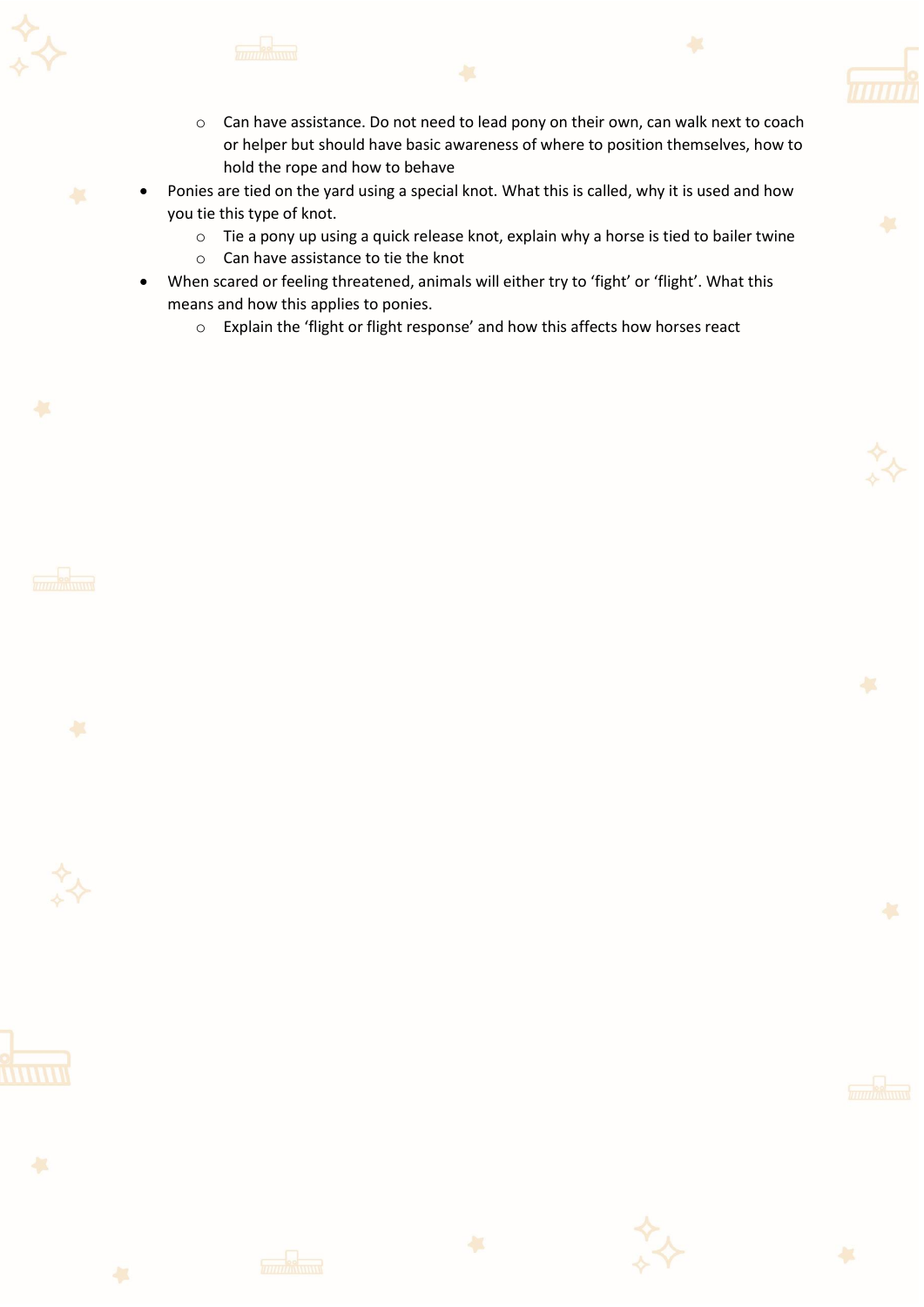- Can have assistance. Do not need to lead pony on their own, can walk next to coach or helper but should have basic awareness of where to position themselves, how to hold the rope and how to behave
- Ponies are tied on the yard using a special knot. What this is called, why it is used and how you tie this type of knot.
    - Tie a pony up using a quick release knot, explain why a horse is tied to bailer twine
    - Can have assistance to tie the knot
- When scared or feeling threatened, animals will either try to 'fight' or 'flight'. What this means and how this applies to ponies.
    - Explain the 'flight or flight response' and how this affects how horses react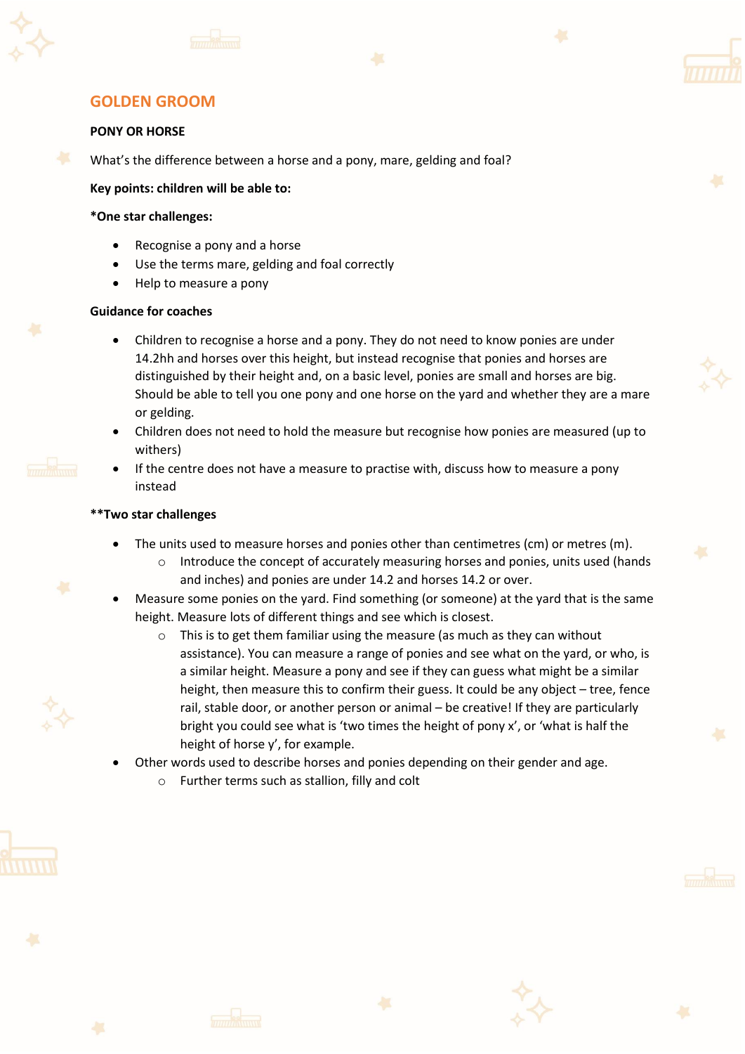## GOLDEN GROOM

**PONY OR HORSE**

What's the difference between a horse and a pony, mare, gelding and foal?

**Key points: children will be able to:**

***One star challenges:**

- Recognise a pony and a horse
- Use the terms mare, gelding and foal correctly
- Help to measure a pony

**Guidance for coaches**

- Children to recognise a horse and a pony. They do not need to know ponies are under 14.2hh and horses over this height, but instead recognise that ponies and horses are distinguished by their height and, on a basic level, ponies are small and horses are big. Should be able to tell you one pony and one horse on the yard and whether they are a mare or gelding.
- Children does not need to hold the measure but recognise how ponies are measured (up to withers)
- If the centre does not have a measure to practise with, discuss how to measure a pony instead

****Two star challenges**

- The units used to measure horses and ponies other than centimetres (cm) or metres (m).
  - Introduce the concept of accurately measuring horses and ponies, units used (hands and inches) and ponies are under 14.2 and horses 14.2 or over.
- Measure some ponies on the yard. Find something (or someone) at the yard that is the same height. Measure lots of different things and see which is closest.
  - This is to get them familiar using the measure (as much as they can without assistance). You can measure a range of ponies and see what on the yard, or who, is a similar height. Measure a pony and see if they can guess what might be a similar height, then measure this to confirm their guess. It could be any object – tree, fence rail, stable door, or another person or animal – be creative! If they are particularly bright you could see what is 'two times the height of pony x', or 'what is half the height of horse y', for example.
- Other words used to describe horses and ponies depending on their gender and age.
  - Further terms such as stallion, filly and colt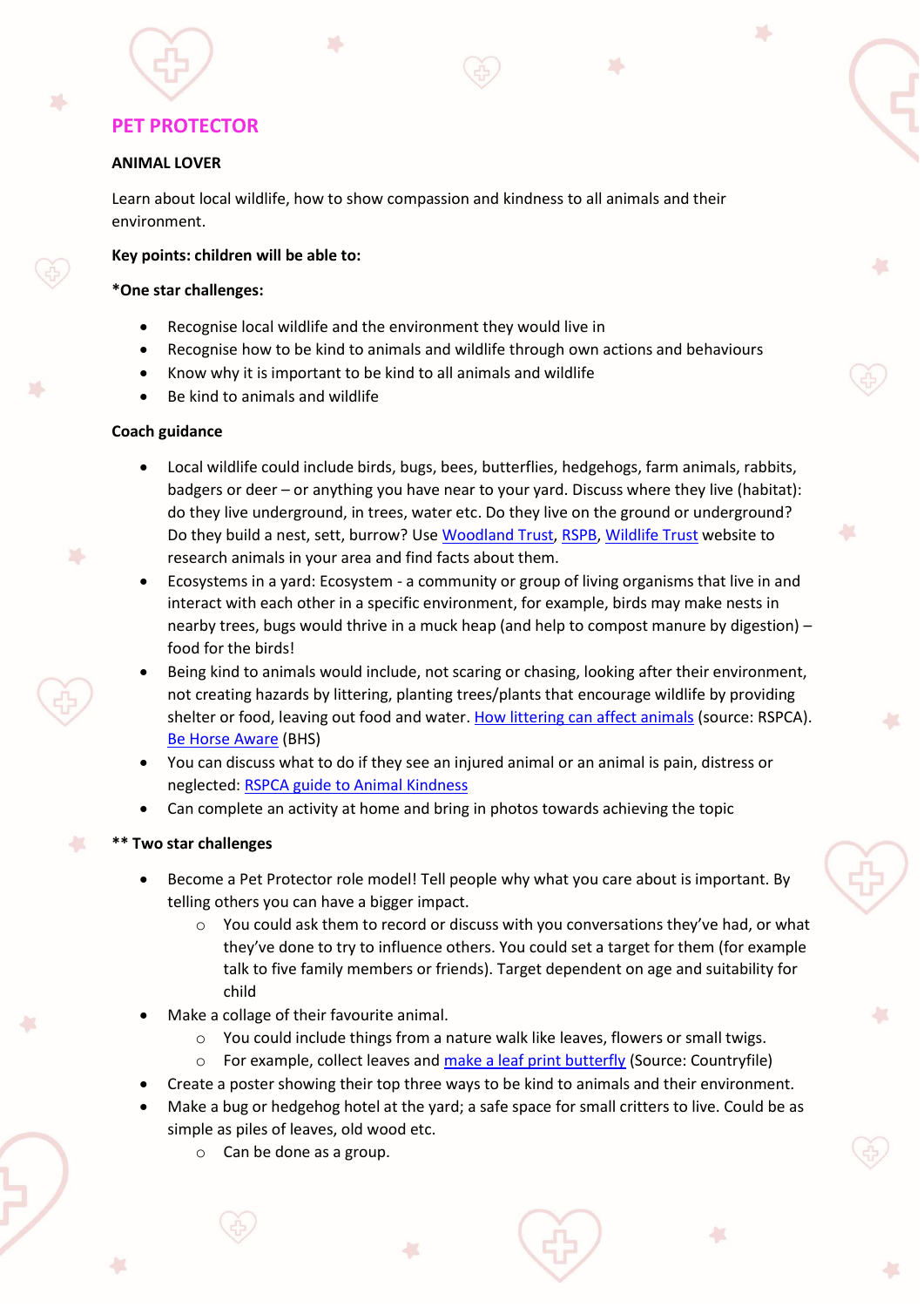## PET PROTECTOR

**ANIMAL LOVER**

Learn about local wildlife, how to show compassion and kindness to all animals and their environment.

**Key points: children will be able to:**

***One star challenges:**

- Recognise local wildlife and the environment they would live in
- Recognise how to be kind to animals and wildlife through own actions and behaviours
- Know why it is important to be kind to all animals and wildlife
- Be kind to animals and wildlife

**Coach guidance**

- Local wildlife could include birds, bugs, bees, butterflies, hedgehogs, farm animals, rabbits, badgers or deer – or anything you have near to your yard. Discuss where they live (habitat): do they live underground, in trees, water etc. Do they live on the ground or underground? Do they build a nest, sett, burrow? Use Woodland Trust, RSPB, Wildlife Trust website to research animals in your area and find facts about them.
- Ecosystems in a yard: Ecosystem - a community or group of living organisms that live in and interact with each other in a specific environment, for example, birds may make nests in nearby trees, bugs would thrive in a muck heap (and help to compost manure by digestion) – food for the birds!
- Being kind to animals would include, not scaring or chasing, looking after their environment, not creating hazards by littering, planting trees/plants that encourage wildlife by providing shelter or food, leaving out food and water. How littering can affect animals (source: RSPCA). Be Horse Aware (BHS)
- You can discuss what to do if they see an injured animal or an animal is pain, distress or neglected: RSPCA guide to Animal Kindness
- Can complete an activity at home and bring in photos towards achieving the topic

**** Two star challenges**

- Become a Pet Protector role model! Tell people why what you care about is important. By telling others you can have a bigger impact.
  - You could ask them to record or discuss with you conversations they've had, or what they've done to try to influence others. You could set a target for them (for example talk to five family members or friends). Target dependent on age and suitability for child
- Make a collage of their favourite animal.
  - You could include things from a nature walk like leaves, flowers or small twigs.
  - For example, collect leaves and make a leaf print butterfly (Source: Countryfile)
- Create a poster showing their top three ways to be kind to animals and their environment.
- Make a bug or hedgehog hotel at the yard; a safe space for small critters to live. Could be as simple as piles of leaves, old wood etc.
  - Can be done as a group.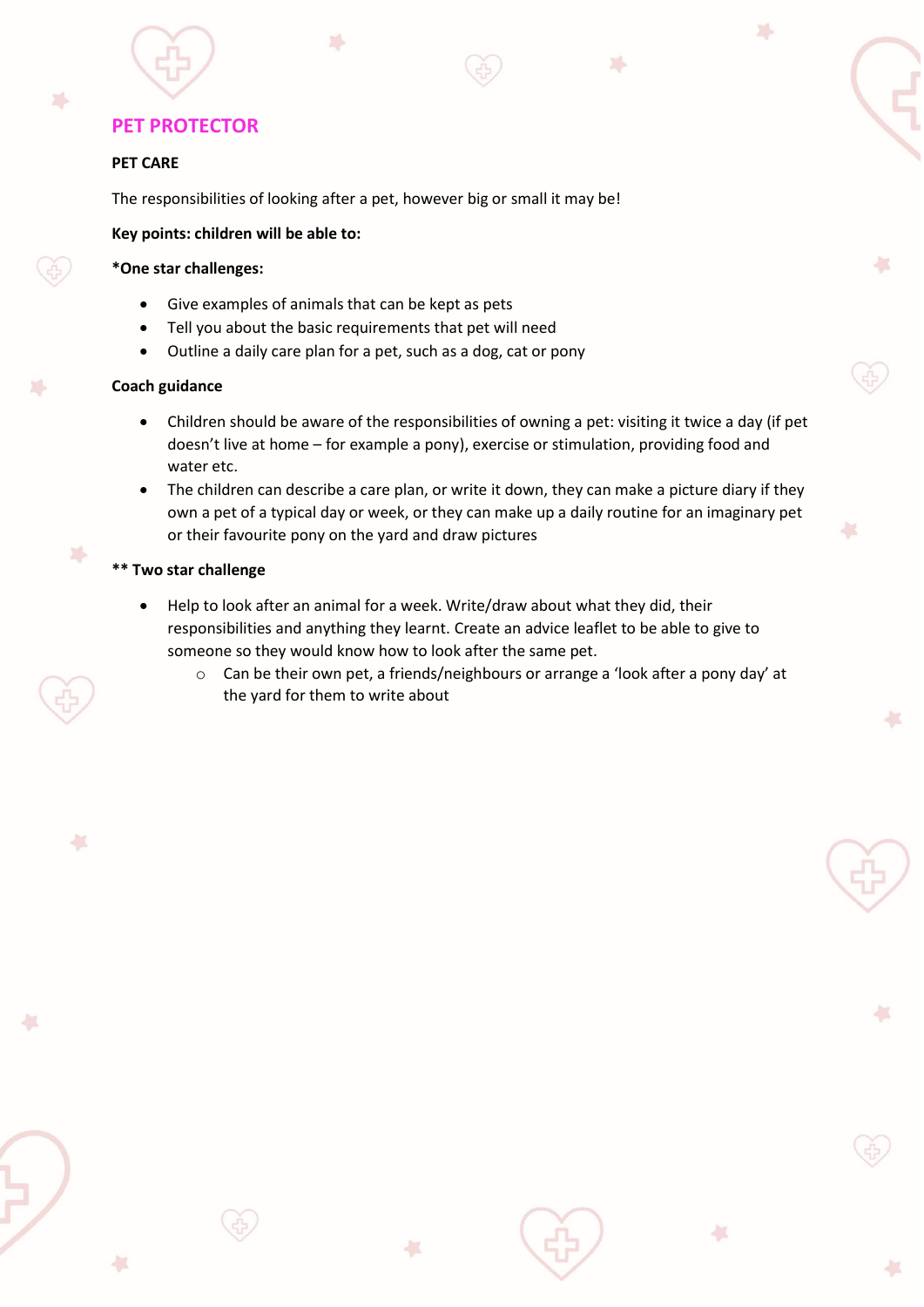# PET PROTECTOR

**PET CARE**

The responsibilities of looking after a pet, however big or small it may be!

**Key points: children will be able to:**

***One star challenges:**

- Give examples of animals that can be kept as pets
- Tell you about the basic requirements that pet will need
- Outline a daily care plan for a pet, such as a dog, cat or pony

**Coach guidance**

- Children should be aware of the responsibilities of owning a pet: visiting it twice a day (if pet doesn't live at home – for example a pony), exercise or stimulation, providing food and water etc.
- The children can describe a care plan, or write it down, they can make a picture diary if they own a pet of a typical day or week, or they can make up a daily routine for an imaginary pet or their favourite pony on the yard and draw pictures

**** Two star challenge**

- Help to look after an animal for a week. Write/draw about what they did, their responsibilities and anything they learnt. Create an advice leaflet to be able to give to someone so they would know how to look after the same pet.
  - Can be their own pet, a friends/neighbours or arrange a 'look after a pony day' at the yard for them to write about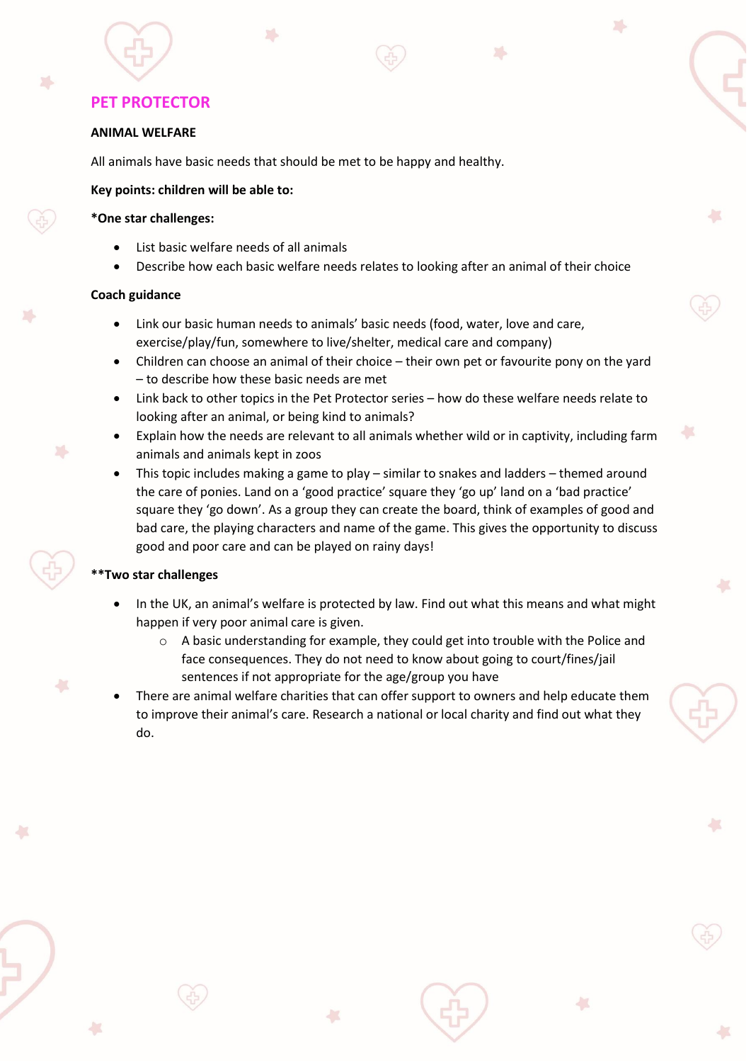# PET PROTECTOR

## ANIMAL WELFARE

All animals have basic needs that should be met to be happy and healthy.

**Key points: children will be able to:**

**\*One star challenges:**

- List basic welfare needs of all animals
- Describe how each basic welfare needs relates to looking after an animal of their choice

**Coach guidance**

- Link our basic human needs to animals' basic needs (food, water, love and care, exercise/play/fun, somewhere to live/shelter, medical care and company)
- Children can choose an animal of their choice – their own pet or favourite pony on the yard – to describe how these basic needs are met
- Link back to other topics in the Pet Protector series – how do these welfare needs relate to looking after an animal, or being kind to animals?
- Explain how the needs are relevant to all animals whether wild or in captivity, including farm animals and animals kept in zoos
- This topic includes making a game to play – similar to snakes and ladders – themed around the care of ponies. Land on a 'good practice' square they 'go up' land on a 'bad practice' square they 'go down'. As a group they can create the board, think of examples of good and bad care, the playing characters and name of the game. This gives the opportunity to discuss good and poor care and can be played on rainy days!

**\*\*Two star challenges**

- In the UK, an animal's welfare is protected by law. Find out what this means and what might happen if very poor animal care is given.
  - A basic understanding for example, they could get into trouble with the Police and face consequences. They do not need to know about going to court/fines/jail sentences if not appropriate for the age/group you have
- There are animal welfare charities that can offer support to owners and help educate them to improve their animal's care. Research a national or local charity and find out what they do.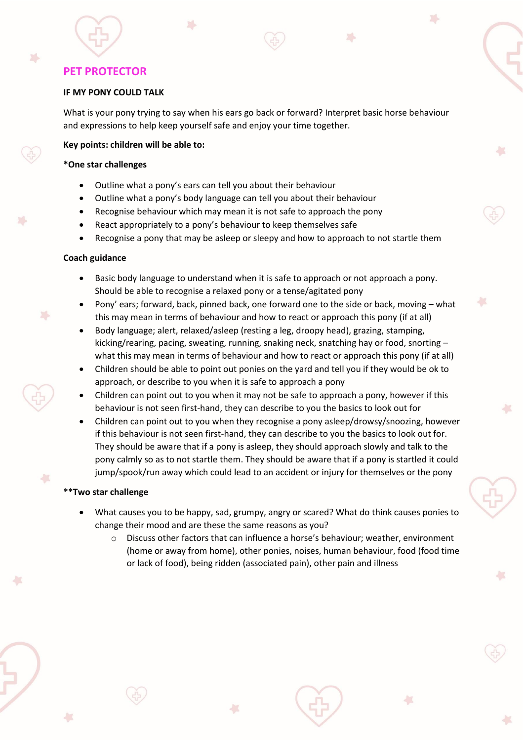## PET PROTECTOR

**IF MY PONY COULD TALK**

What is your pony trying to say when his ears go back or forward? Interpret basic horse behaviour and expressions to help keep yourself safe and enjoy your time together.

**Key points: children will be able to:**

***One star challenges**

- Outline what a pony's ears can tell you about their behaviour
- Outline what a pony's body language can tell you about their behaviour
- Recognise behaviour which may mean it is not safe to approach the pony
- React appropriately to a pony's behaviour to keep themselves safe
- Recognise a pony that may be asleep or sleepy and how to approach to not startle them

**Coach guidance**

- Basic body language to understand when it is safe to approach or not approach a pony. Should be able to recognise a relaxed pony or a tense/agitated pony
- Pony' ears; forward, back, pinned back, one forward one to the side or back, moving – what this may mean in terms of behaviour and how to react or approach this pony (if at all)
- Body language; alert, relaxed/asleep (resting a leg, droopy head), grazing, stamping, kicking/rearing, pacing, sweating, running, snaking neck, snatching hay or food, snorting – what this may mean in terms of behaviour and how to react or approach this pony (if at all)
- Children should be able to point out ponies on the yard and tell you if they would be ok to approach, or describe to you when it is safe to approach a pony
- Children can point out to you when it may not be safe to approach a pony, however if this behaviour is not seen first-hand, they can describe to you the basics to look out for
- Children can point out to you when they recognise a pony asleep/drowsy/snoozing, however if this behaviour is not seen first-hand, they can describe to you the basics to look out for. They should be aware that if a pony is asleep, they should approach slowly and talk to the pony calmly so as to not startle them. They should be aware that if a pony is startled it could jump/spook/run away which could lead to an accident or injury for themselves or the pony

****Two star challenge**

- What causes you to be happy, sad, grumpy, angry or scared? What do think causes ponies to change their mood and are these the same reasons as you?
  - Discuss other factors that can influence a horse's behaviour; weather, environment (home or away from home), other ponies, noises, human behaviour, food (food time or lack of food), being ridden (associated pain), other pain and illness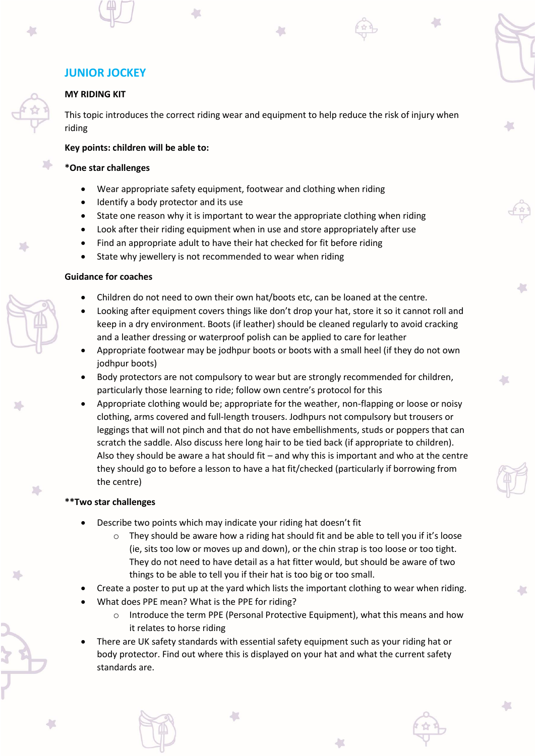## JUNIOR JOCKEY

**MY RIDING KIT**

This topic introduces the correct riding wear and equipment to help reduce the risk of injury when riding

**Key points: children will be able to:**

***One star challenges**

- Wear appropriate safety equipment, footwear and clothing when riding
- Identify a body protector and its use
- State one reason why it is important to wear the appropriate clothing when riding
- Look after their riding equipment when in use and store appropriately after use
- Find an appropriate adult to have their hat checked for fit before riding
- State why jewellery is not recommended to wear when riding

**Guidance for coaches**

- Children do not need to own their own hat/boots etc, can be loaned at the centre.
- Looking after equipment covers things like don't drop your hat, store it so it cannot roll and keep in a dry environment. Boots (if leather) should be cleaned regularly to avoid cracking and a leather dressing or waterproof polish can be applied to care for leather
- Appropriate footwear may be jodhpur boots or boots with a small heel (if they do not own jodhpur boots)
- Body protectors are not compulsory to wear but are strongly recommended for children, particularly those learning to ride; follow own centre's protocol for this
- Appropriate clothing would be; appropriate for the weather, non-flapping or loose or noisy clothing, arms covered and full-length trousers. Jodhpurs not compulsory but trousers or leggings that will not pinch and that do not have embellishments, studs or poppers that can scratch the saddle. Also discuss here long hair to be tied back (if appropriate to children). Also they should be aware a hat should fit – and why this is important and who at the centre they should go to before a lesson to have a hat fit/checked (particularly if borrowing from the centre)

****Two star challenges**

- Describe two points which may indicate your riding hat doesn't fit
  - They should be aware how a riding hat should fit and be able to tell you if it's loose (ie, sits too low or moves up and down), or the chin strap is too loose or too tight. They do not need to have detail as a hat fitter would, but should be aware of two things to be able to tell you if their hat is too big or too small.
- Create a poster to put up at the yard which lists the important clothing to wear when riding.
- What does PPE mean? What is the PPE for riding?
  - Introduce the term PPE (Personal Protective Equipment), what this means and how it relates to horse riding
- There are UK safety standards with essential safety equipment such as your riding hat or body protector. Find out where this is displayed on your hat and what the current safety standards are.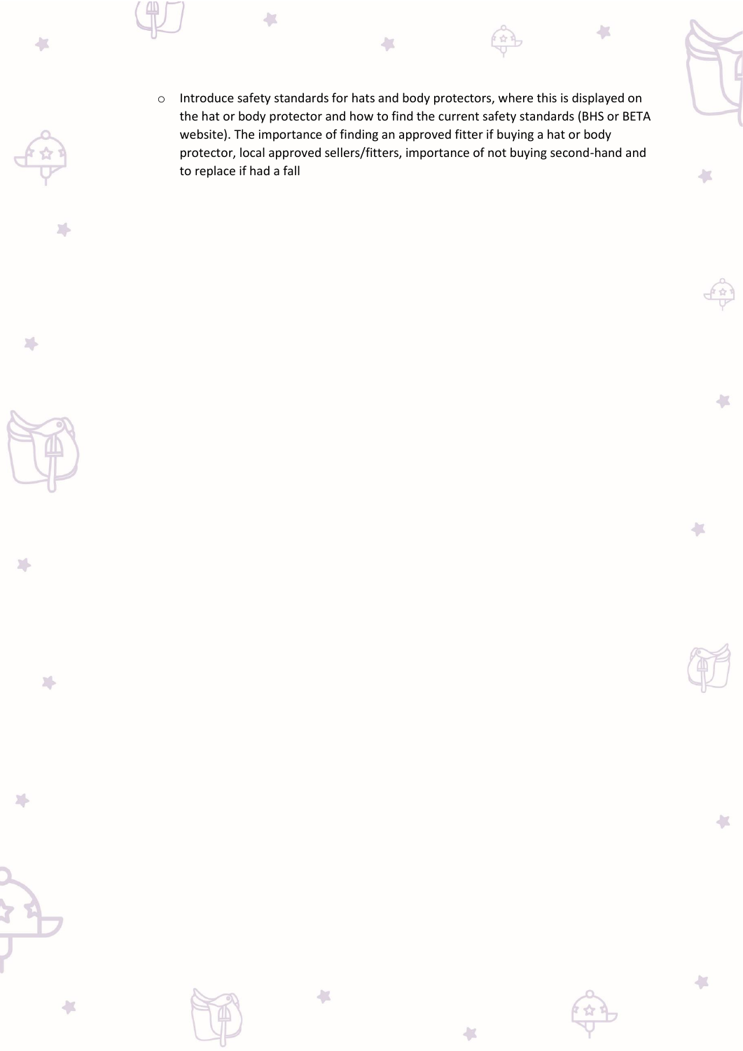- Introduce safety standards for hats and body protectors, where this is displayed on the hat or body protector and how to find the current safety standards (BHS or BETA website). The importance of finding an approved fitter if buying a hat or body protector, local approved sellers/fitters, importance of not buying second-hand and to replace if had a fall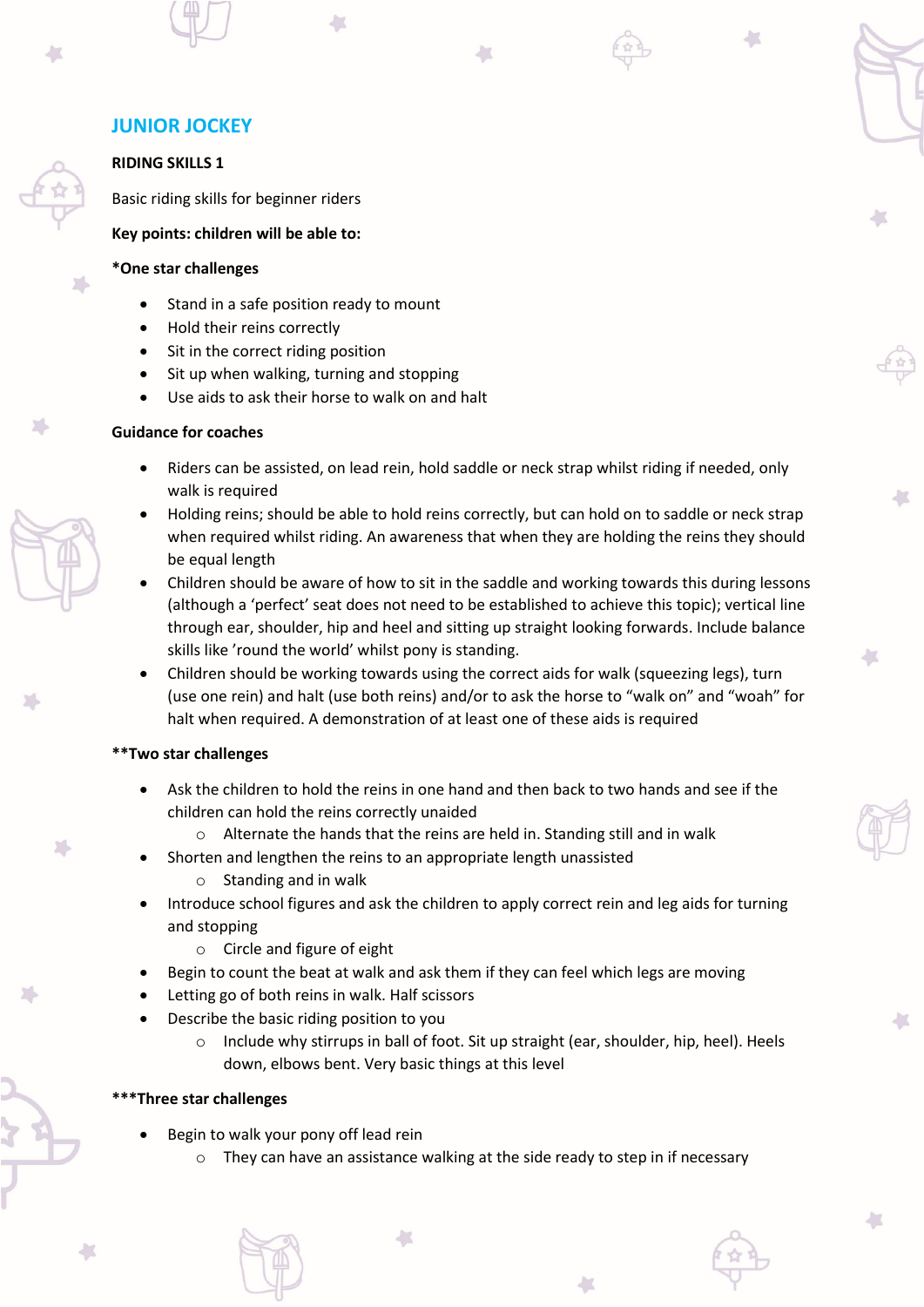## JUNIOR JOCKEY

**RIDING SKILLS 1**

Basic riding skills for beginner riders

**Key points: children will be able to:**

**\*One star challenges**

- Stand in a safe position ready to mount
- Hold their reins correctly
- Sit in the correct riding position
- Sit up when walking, turning and stopping
- Use aids to ask their horse to walk on and halt

**Guidance for coaches**

- Riders can be assisted, on lead rein, hold saddle or neck strap whilst riding if needed, only walk is required
- Holding reins; should be able to hold reins correctly, but can hold on to saddle or neck strap when required whilst riding. An awareness that when they are holding the reins they should be equal length
- Children should be aware of how to sit in the saddle and working towards this during lessons (although a 'perfect' seat does not need to be established to achieve this topic); vertical line through ear, shoulder, hip and heel and sitting up straight looking forwards. Include balance skills like 'round the world' whilst pony is standing.
- Children should be working towards using the correct aids for walk (squeezing legs), turn (use one rein) and halt (use both reins) and/or to ask the horse to "walk on" and "woah" for halt when required. A demonstration of at least one of these aids is required

**\*\*Two star challenges**

- Ask the children to hold the reins in one hand and then back to two hands and see if the children can hold the reins correctly unaided
  - Alternate the hands that the reins are held in. Standing still and in walk
- Shorten and lengthen the reins to an appropriate length unassisted
  - Standing and in walk
- Introduce school figures and ask the children to apply correct rein and leg aids for turning and stopping
  - Circle and figure of eight
- Begin to count the beat at walk and ask them if they can feel which legs are moving
- Letting go of both reins in walk. Half scissors
- Describe the basic riding position to you
  - Include why stirrups in ball of foot. Sit up straight (ear, shoulder, hip, heel). Heels down, elbows bent. Very basic things at this level

**\*\*\*Three star challenges**

- Begin to walk your pony off lead rein
  - They can have an assistance walking at the side ready to step in if necessary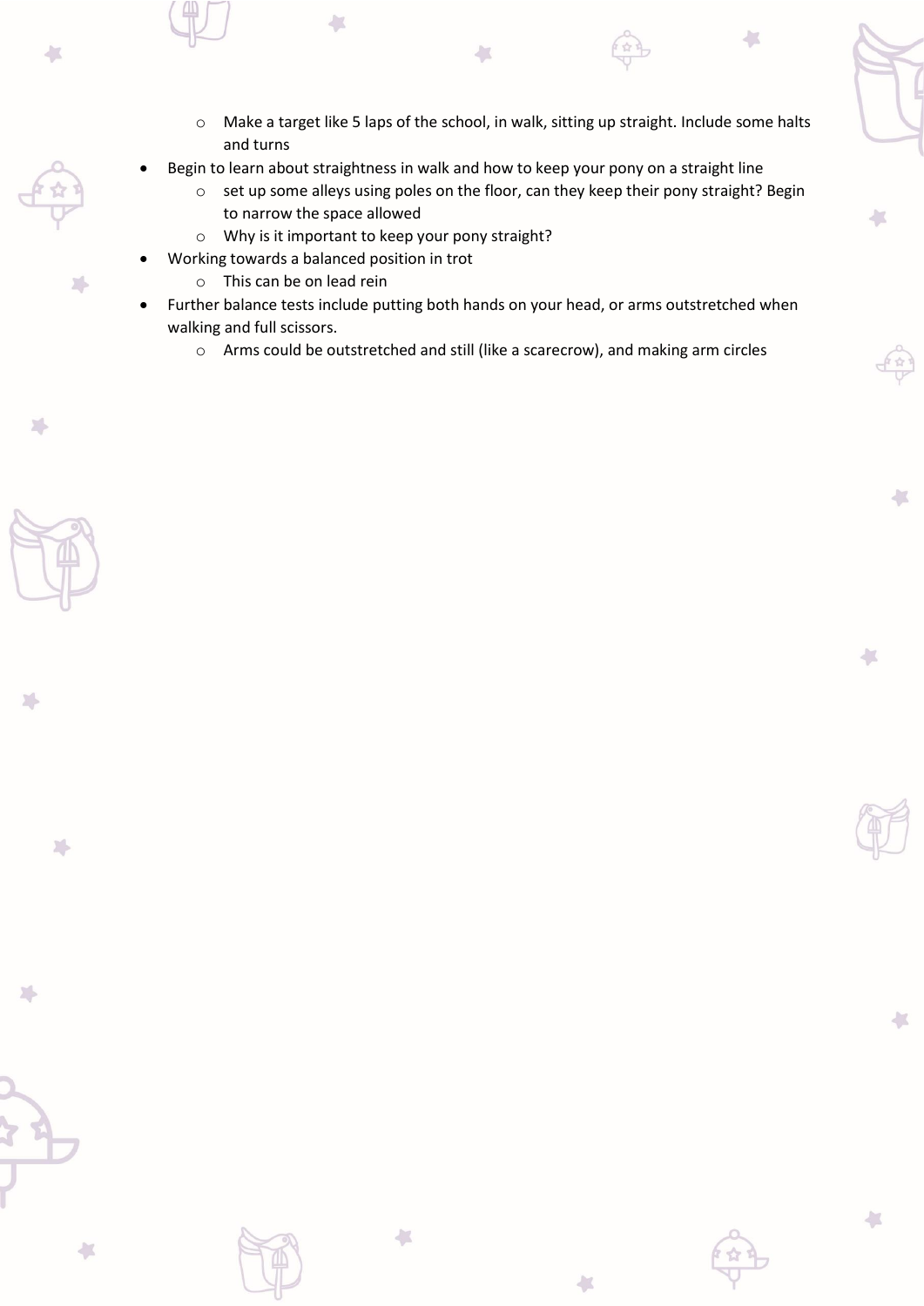- Make a target like 5 laps of the school, in walk, sitting up straight. Include some halts and turns
- Begin to learn about straightness in walk and how to keep your pony on a straight line
    - set up some alleys using poles on the floor, can they keep their pony straight? Begin to narrow the space allowed
    - Why is it important to keep your pony straight?
- Working towards a balanced position in trot
    - This can be on lead rein
- Further balance tests include putting both hands on your head, or arms outstretched when walking and full scissors.
    - Arms could be outstretched and still (like a scarecrow), and making arm circles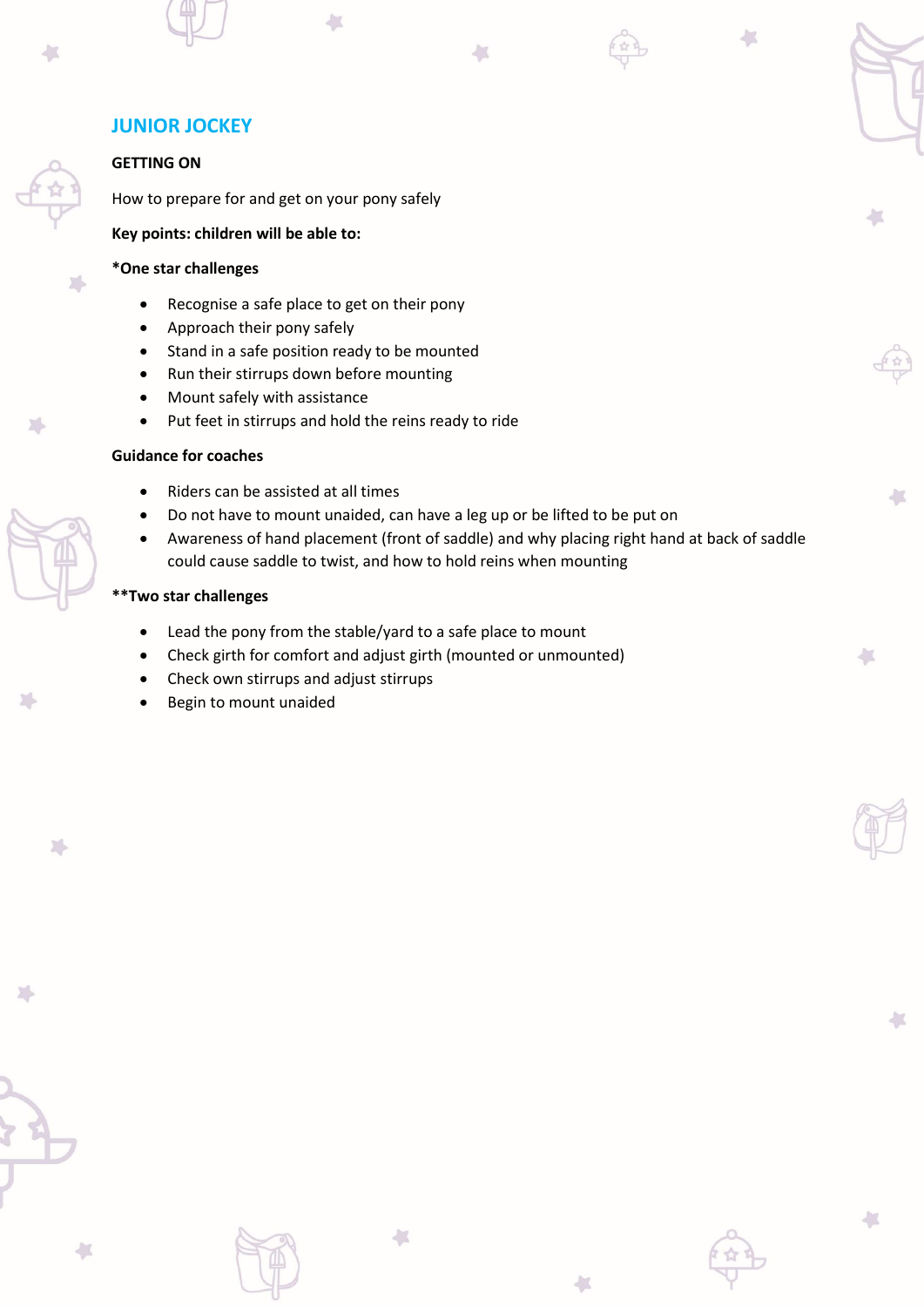## JUNIOR JOCKEY

### GETTING ON

How to prepare for and get on your pony safely

**Key points: children will be able to:**

**\*One star challenges**

- Recognise a safe place to get on their pony
- Approach their pony safely
- Stand in a safe position ready to be mounted
- Run their stirrups down before mounting
- Mount safely with assistance
- Put feet in stirrups and hold the reins ready to ride

**Guidance for coaches**

- Riders can be assisted at all times
- Do not have to mount unaided, can have a leg up or be lifted to be put on
- Awareness of hand placement (front of saddle) and why placing right hand at back of saddle could cause saddle to twist, and how to hold reins when mounting

**\*\*Two star challenges**

- Lead the pony from the stable/yard to a safe place to mount
- Check girth for comfort and adjust girth (mounted or unmounted)
- Check own stirrups and adjust stirrups
- Begin to mount unaided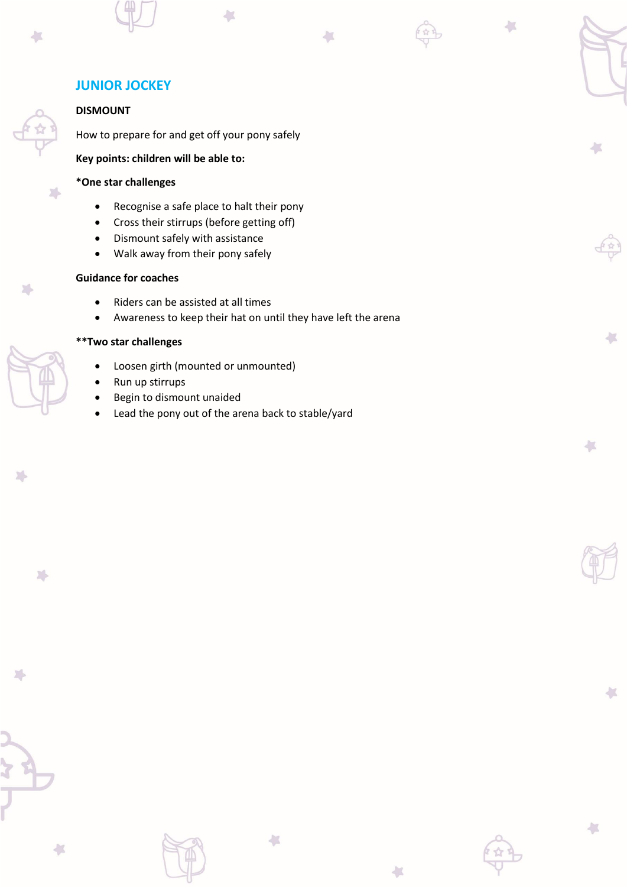## JUNIOR JOCKEY

**DISMOUNT**

How to prepare for and get off your pony safely

**Key points: children will be able to:**

**\*One star challenges**

- Recognise a safe place to halt their pony
- Cross their stirrups (before getting off)
- Dismount safely with assistance
- Walk away from their pony safely

**Guidance for coaches**

- Riders can be assisted at all times
- Awareness to keep their hat on until they have left the arena

**\*\*Two star challenges**

- Loosen girth (mounted or unmounted)
- Run up stirrups
- Begin to dismount unaided
- Lead the pony out of the arena back to stable/yard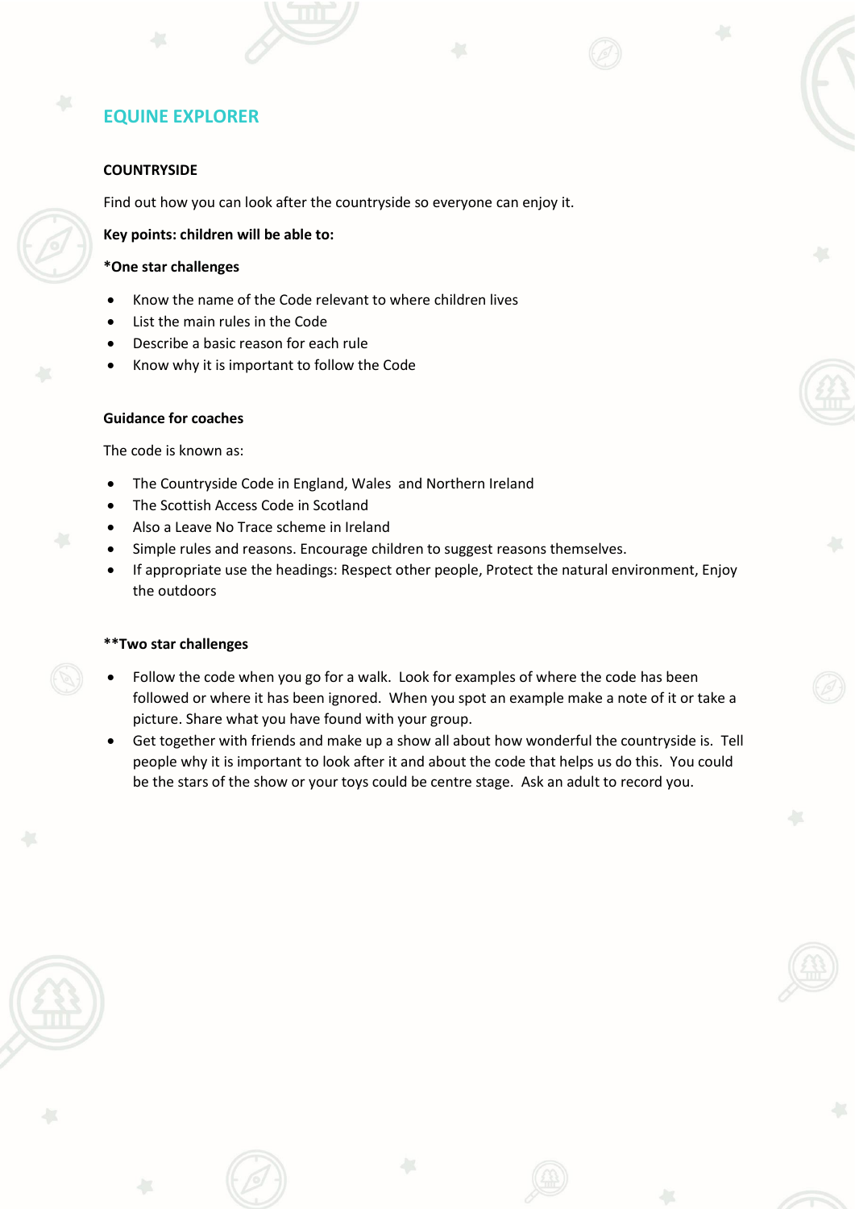## EQUINE EXPLORER

**COUNTRYSIDE**

Find out how you can look after the countryside so everyone can enjoy it.

**Key points: children will be able to:**

***One star challenges**

- Know the name of the Code relevant to where children lives
- List the main rules in the Code
- Describe a basic reason for each rule
- Know why it is important to follow the Code

**Guidance for coaches**

The code is known as:

- The Countryside Code in England, Wales and Northern Ireland
- The Scottish Access Code in Scotland
- Also a Leave No Trace scheme in Ireland
- Simple rules and reasons. Encourage children to suggest reasons themselves.
- If appropriate use the headings: Respect other people, Protect the natural environment, Enjoy the outdoors

****Two star challenges**

- Follow the code when you go for a walk. Look for examples of where the code has been followed or where it has been ignored. When you spot an example make a note of it or take a picture. Share what you have found with your group.
- Get together with friends and make up a show all about how wonderful the countryside is. Tell people why it is important to look after it and about the code that helps us do this. You could be the stars of the show or your toys could be centre stage. Ask an adult to record you.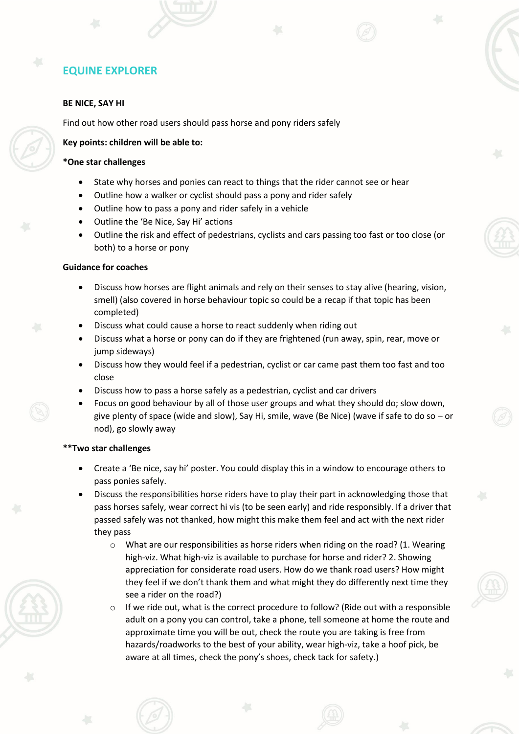## EQUINE EXPLORER

**BE NICE, SAY HI**

Find out how other road users should pass horse and pony riders safely

**Key points: children will be able to:**

***One star challenges**

- State why horses and ponies can react to things that the rider cannot see or hear
- Outline how a walker or cyclist should pass a pony and rider safely
- Outline how to pass a pony and rider safely in a vehicle
- Outline the 'Be Nice, Say Hi' actions
- Outline the risk and effect of pedestrians, cyclists and cars passing too fast or too close (or both) to a horse or pony

**Guidance for coaches**

- Discuss how horses are flight animals and rely on their senses to stay alive (hearing, vision, smell) (also covered in horse behaviour topic so could be a recap if that topic has been completed)
- Discuss what could cause a horse to react suddenly when riding out
- Discuss what a horse or pony can do if they are frightened (run away, spin, rear, move or jump sideways)
- Discuss how they would feel if a pedestrian, cyclist or car came past them too fast and too close
- Discuss how to pass a horse safely as a pedestrian, cyclist and car drivers
- Focus on good behaviour by all of those user groups and what they should do; slow down, give plenty of space (wide and slow), Say Hi, smile, wave (Be Nice) (wave if safe to do so – or nod), go slowly away

****Two star challenges**

- Create a 'Be nice, say hi' poster. You could display this in a window to encourage others to pass ponies safely.
- Discuss the responsibilities horse riders have to play their part in acknowledging those that pass horses safely, wear correct hi vis (to be seen early) and ride responsibly. If a driver that passed safely was not thanked, how might this make them feel and act with the next rider they pass
  - What are our responsibilities as horse riders when riding on the road? (1. Wearing high-viz. What high-viz is available to purchase for horse and rider? 2. Showing appreciation for considerate road users. How do we thank road users? How might they feel if we don't thank them and what might they do differently next time they see a rider on the road?)
  - If we ride out, what is the correct procedure to follow? (Ride out with a responsible adult on a pony you can control, take a phone, tell someone at home the route and approximate time you will be out, check the route you are taking is free from hazards/roadworks to the best of your ability, wear high-viz, take a hoof pick, be aware at all times, check the pony's shoes, check tack for safety.)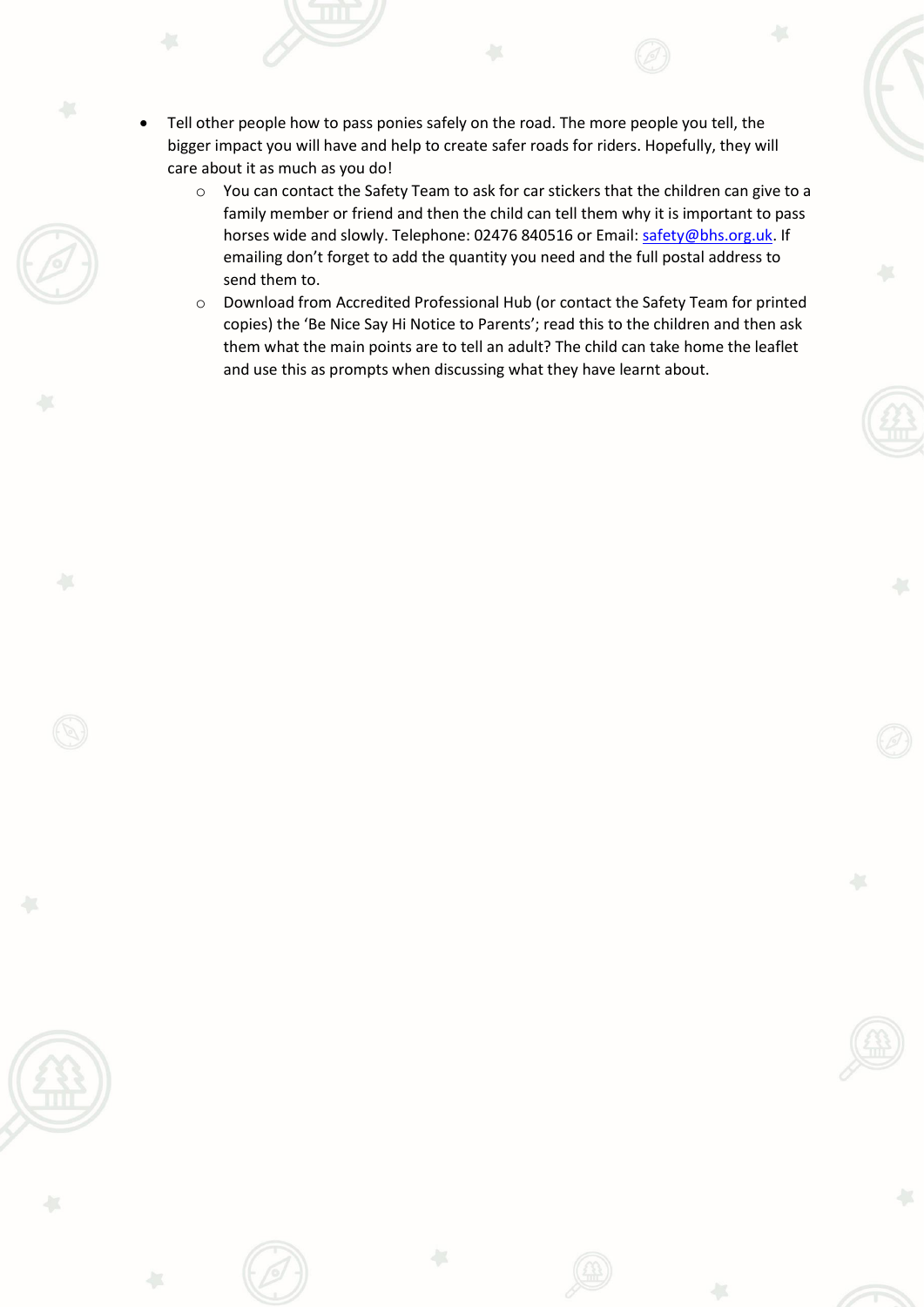- Tell other people how to pass ponies safely on the road. The more people you tell, the bigger impact you will have and help to create safer roads for riders. Hopefully, they will care about it as much as you do!
    - You can contact the Safety Team to ask for car stickers that the children can give to a family member or friend and then the child can tell them why it is important to pass horses wide and slowly. Telephone: 02476 840516 or Email: [safety@bhs.org.uk](mailto:safety@bhs.org.uk). If emailing don't forget to add the quantity you need and the full postal address to send them to.
    - Download from Accredited Professional Hub (or contact the Safety Team for printed copies) the 'Be Nice Say Hi Notice to Parents'; read this to the children and then ask them what the main points are to tell an adult? The child can take home the leaflet and use this as prompts when discussing what they have learnt about.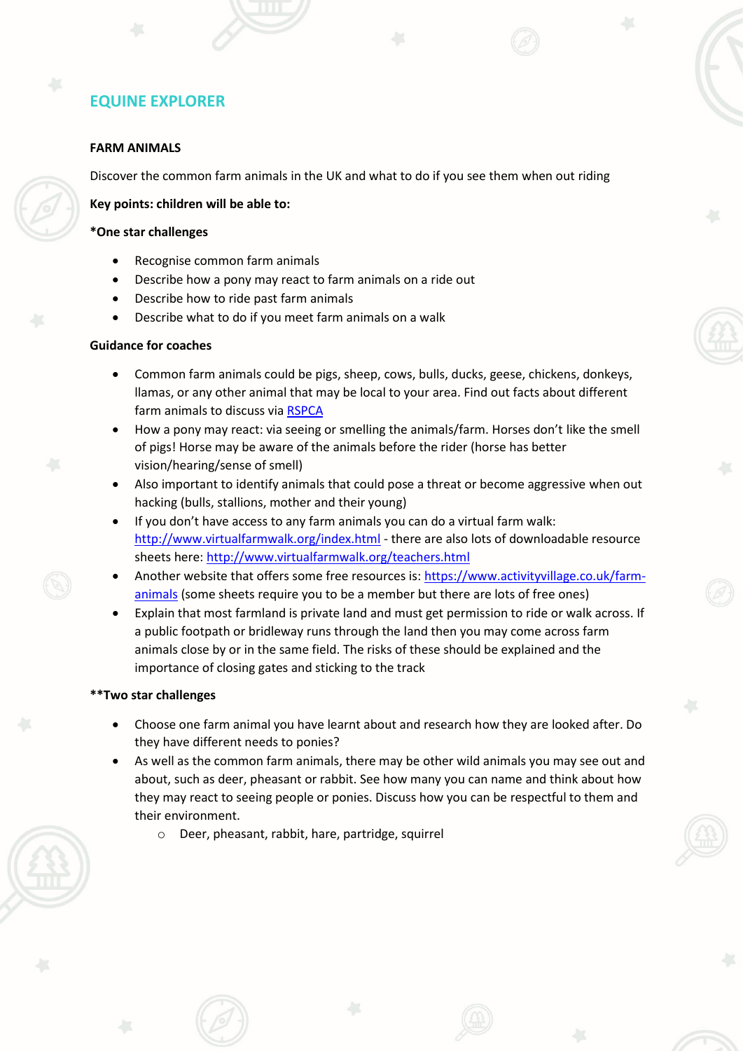# EQUINE EXPLORER

## FARM ANIMALS

Discover the common farm animals in the UK and what to do if you see them when out riding

**Key points: children will be able to:**

**\*One star challenges**

- Recognise common farm animals
- Describe how a pony may react to farm animals on a ride out
- Describe how to ride past farm animals
- Describe what to do if you meet farm animals on a walk

**Guidance for coaches**

- Common farm animals could be pigs, sheep, cows, bulls, ducks, geese, chickens, donkeys, llamas, or any other animal that may be local to your area. Find out facts about different farm animals to discuss via RSPCA
- How a pony may react: via seeing or smelling the animals/farm. Horses don't like the smell of pigs! Horse may be aware of the animals before the rider (horse has better vision/hearing/sense of smell)
- Also important to identify animals that could pose a threat or become aggressive when out hacking (bulls, stallions, mother and their young)
- If you don't have access to any farm animals you can do a virtual farm walk: http://www.virtualfarmwalk.org/index.html - there are also lots of downloadable resource sheets here: http://www.virtualfarmwalk.org/teachers.html
- Another website that offers some free resources is: https://www.activityvillage.co.uk/farm-animals (some sheets require you to be a member but there are lots of free ones)
- Explain that most farmland is private land and must get permission to ride or walk across. If a public footpath or bridleway runs through the land then you may come across farm animals close by or in the same field. The risks of these should be explained and the importance of closing gates and sticking to the track

**\*\*Two star challenges**

- Choose one farm animal you have learnt about and research how they are looked after. Do they have different needs to ponies?
- As well as the common farm animals, there may be other wild animals you may see out and about, such as deer, pheasant or rabbit. See how many you can name and think about how they may react to seeing people or ponies. Discuss how you can be respectful to them and their environment.
    - Deer, pheasant, rabbit, hare, partridge, squirrel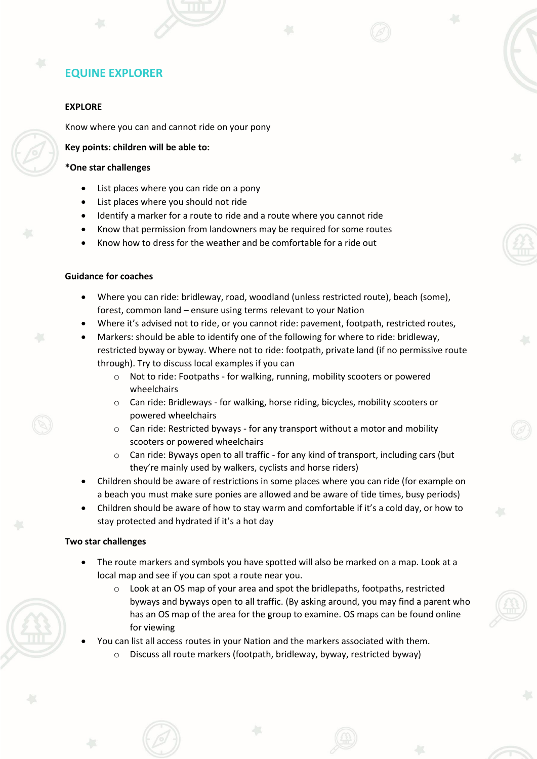## EQUINE EXPLORER

**EXPLORE**

Know where you can and cannot ride on your pony

**Key points: children will be able to:**

**\*One star challenges**

- List places where you can ride on a pony
- List places where you should not ride
- Identify a marker for a route to ride and a route where you cannot ride
- Know that permission from landowners may be required for some routes
- Know how to dress for the weather and be comfortable for a ride out

**Guidance for coaches**

- Where you can ride: bridleway, road, woodland (unless restricted route), beach (some), forest, common land – ensure using terms relevant to your Nation
- Where it's advised not to ride, or you cannot ride: pavement, footpath, restricted routes,
- Markers: should be able to identify one of the following for where to ride: bridleway, restricted byway or byway. Where not to ride: footpath, private land (if no permissive route through). Try to discuss local examples if you can
  - Not to ride: Footpaths - for walking, running, mobility scooters or powered wheelchairs
  - Can ride: Bridleways - for walking, horse riding, bicycles, mobility scooters or powered wheelchairs
  - Can ride: Restricted byways - for any transport without a motor and mobility scooters or powered wheelchairs
  - Can ride: Byways open to all traffic - for any kind of transport, including cars (but they're mainly used by walkers, cyclists and horse riders)
- Children should be aware of restrictions in some places where you can ride (for example on a beach you must make sure ponies are allowed and be aware of tide times, busy periods)
- Children should be aware of how to stay warm and comfortable if it's a cold day, or how to stay protected and hydrated if it's a hot day

**Two star challenges**

- The route markers and symbols you have spotted will also be marked on a map. Look at a local map and see if you can spot a route near you.
  - Look at an OS map of your area and spot the bridlepaths, footpaths, restricted byways and byways open to all traffic. (By asking around, you may find a parent who has an OS map of the area for the group to examine. OS maps can be found online for viewing
- You can list all access routes in your Nation and the markers associated with them.
  - Discuss all route markers (footpath, bridleway, byway, restricted byway)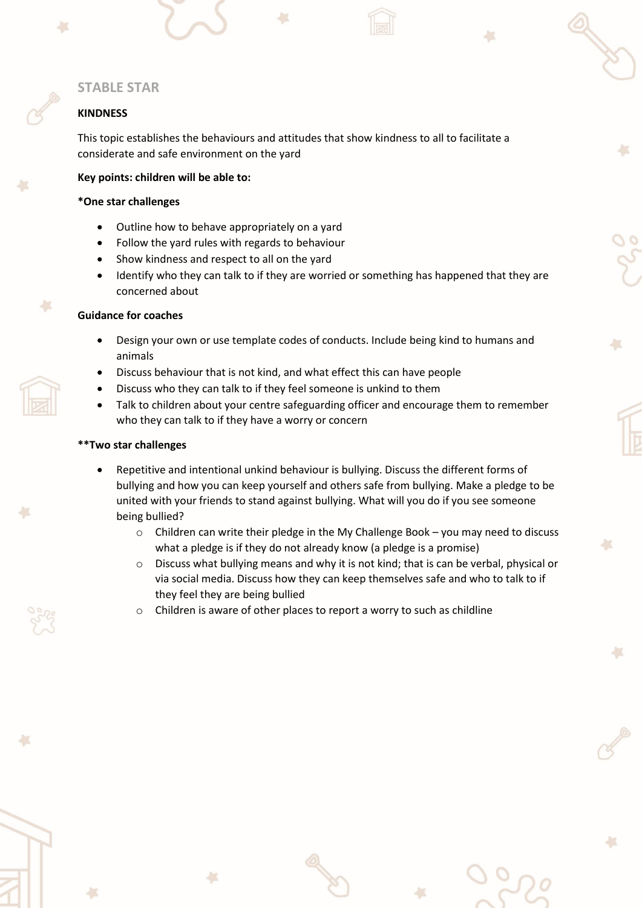## STABLE STAR

**KINDNESS**

This topic establishes the behaviours and attitudes that show kindness to all to facilitate a considerate and safe environment on the yard

**Key points: children will be able to:**

**\*One star challenges**

- Outline how to behave appropriately on a yard
- Follow the yard rules with regards to behaviour
- Show kindness and respect to all on the yard
- Identify who they can talk to if they are worried or something has happened that they are concerned about

**Guidance for coaches**

- Design your own or use template codes of conducts. Include being kind to humans and animals
- Discuss behaviour that is not kind, and what effect this can have people
- Discuss who they can talk to if they feel someone is unkind to them
- Talk to children about your centre safeguarding officer and encourage them to remember who they can talk to if they have a worry or concern

**\*\*Two star challenges**

- Repetitive and intentional unkind behaviour is bullying. Discuss the different forms of bullying and how you can keep yourself and others safe from bullying. Make a pledge to be united with your friends to stand against bullying. What will you do if you see someone being bullied?
    - Children can write their pledge in the My Challenge Book – you may need to discuss what a pledge is if they do not already know (a pledge is a promise)
    - Discuss what bullying means and why it is not kind; that is can be verbal, physical or via social media. Discuss how they can keep themselves safe and who to talk to if they feel they are being bullied
    - Children is aware of other places to report a worry to such as childline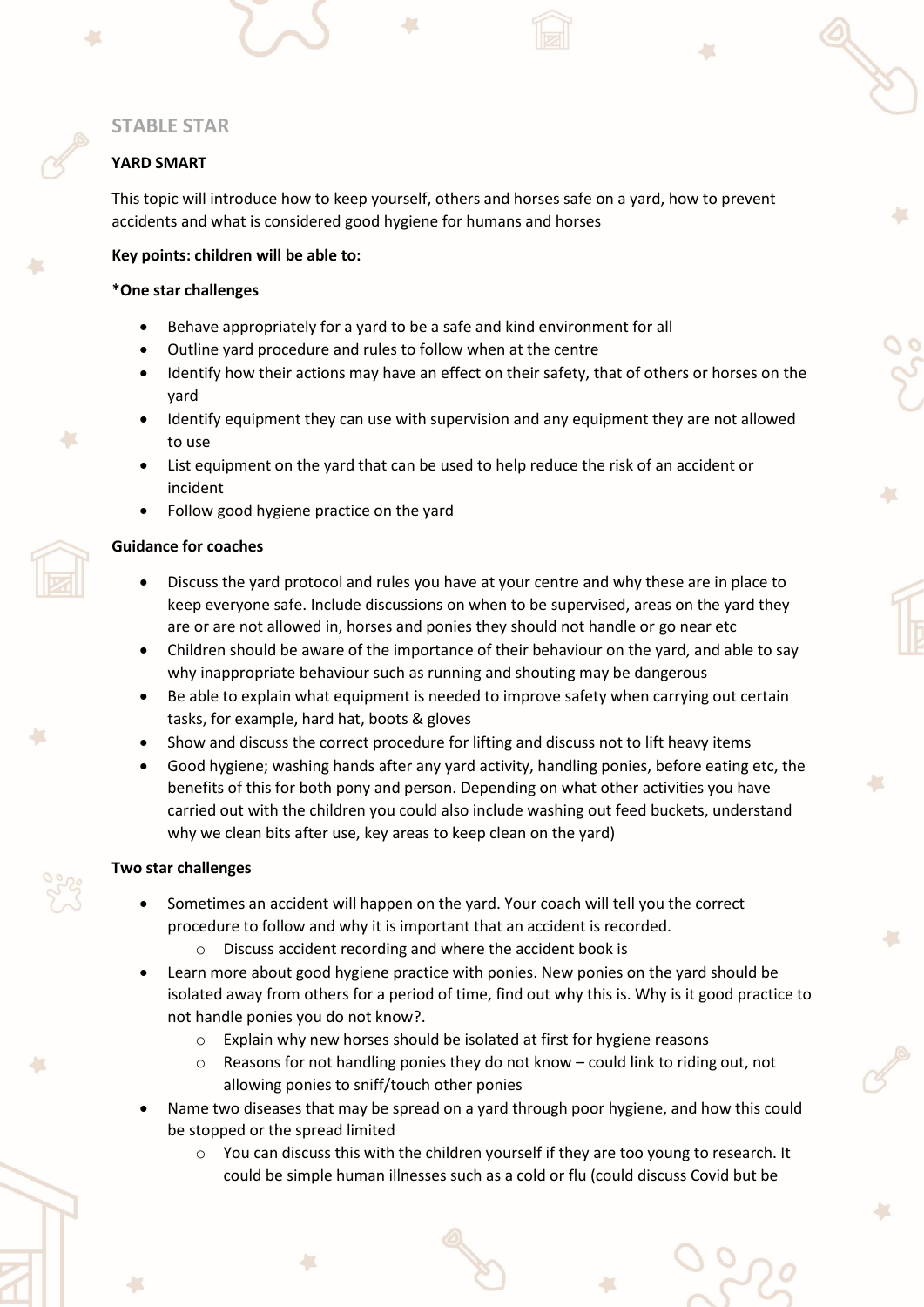## STABLE STAR

### YARD SMART

This topic will introduce how to keep yourself, others and horses safe on a yard, how to prevent accidents and what is considered good hygiene for humans and horses

**Key points: children will be able to:**

**\*One star challenges**

- Behave appropriately for a yard to be a safe and kind environment for all
- Outline yard procedure and rules to follow when at the centre
- Identify how their actions may have an effect on their safety, that of others or horses on the yard
- Identify equipment they can use with supervision and any equipment they are not allowed to use
- List equipment on the yard that can be used to help reduce the risk of an accident or incident
- Follow good hygiene practice on the yard

**Guidance for coaches**

- Discuss the yard protocol and rules you have at your centre and why these are in place to keep everyone safe. Include discussions on when to be supervised, areas on the yard they are or are not allowed in, horses and ponies they should not handle or go near etc
- Children should be aware of the importance of their behaviour on the yard, and able to say why inappropriate behaviour such as running and shouting may be dangerous
- Be able to explain what equipment is needed to improve safety when carrying out certain tasks, for example, hard hat, boots & gloves
- Show and discuss the correct procedure for lifting and discuss not to lift heavy items
- Good hygiene; washing hands after any yard activity, handling ponies, before eating etc, the benefits of this for both pony and person. Depending on what other activities you have carried out with the children you could also include washing out feed buckets, understand why we clean bits after use, key areas to keep clean on the yard)

**Two star challenges**

- Sometimes an accident will happen on the yard. Your coach will tell you the correct procedure to follow and why it is important that an accident is recorded.
  - Discuss accident recording and where the accident book is
- Learn more about good hygiene practice with ponies. New ponies on the yard should be isolated away from others for a period of time, find out why this is. Why is it good practice to not handle ponies you do not know?.
  - Explain why new horses should be isolated at first for hygiene reasons
  - Reasons for not handling ponies they do not know – could link to riding out, not allowing ponies to sniff/touch other ponies
- Name two diseases that may be spread on a yard through poor hygiene, and how this could be stopped or the spread limited
  - You can discuss this with the children yourself if they are too young to research. It could be simple human illnesses such as a cold or flu (could discuss Covid but be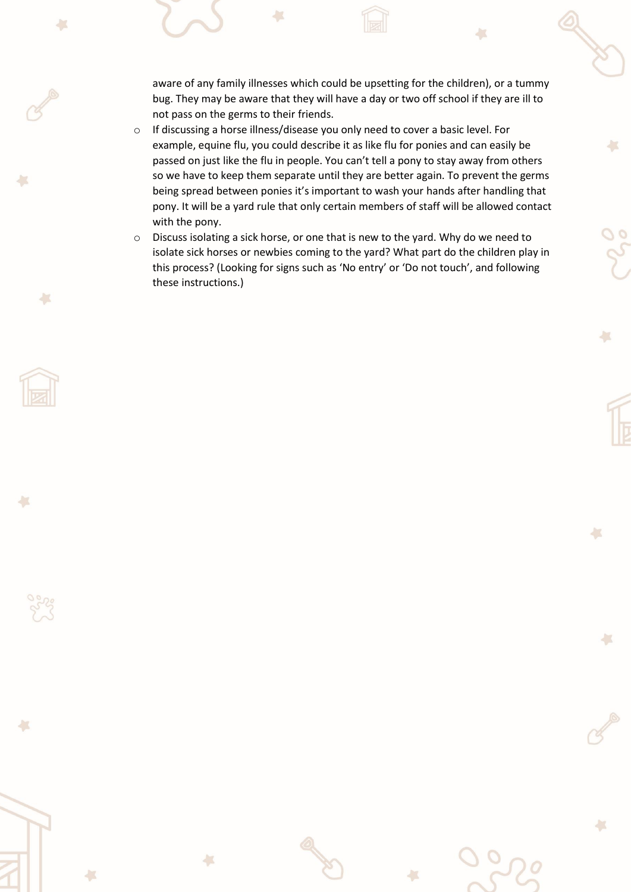aware of any family illnesses which could be upsetting for the children), or a tummy bug. They may be aware that they will have a day or two off school if they are ill to not pass on the germs to their friends.

- If discussing a horse illness/disease you only need to cover a basic level. For example, equine flu, you could describe it as like flu for ponies and can easily be passed on just like the flu in people. You can't tell a pony to stay away from others so we have to keep them separate until they are better again. To prevent the germs being spread between ponies it's important to wash your hands after handling that pony. It will be a yard rule that only certain members of staff will be allowed contact with the pony.
- Discuss isolating a sick horse, or one that is new to the yard. Why do we need to isolate sick horses or newbies coming to the yard? What part do the children play in this process? (Looking for signs such as 'No entry' or 'Do not touch', and following these instructions.)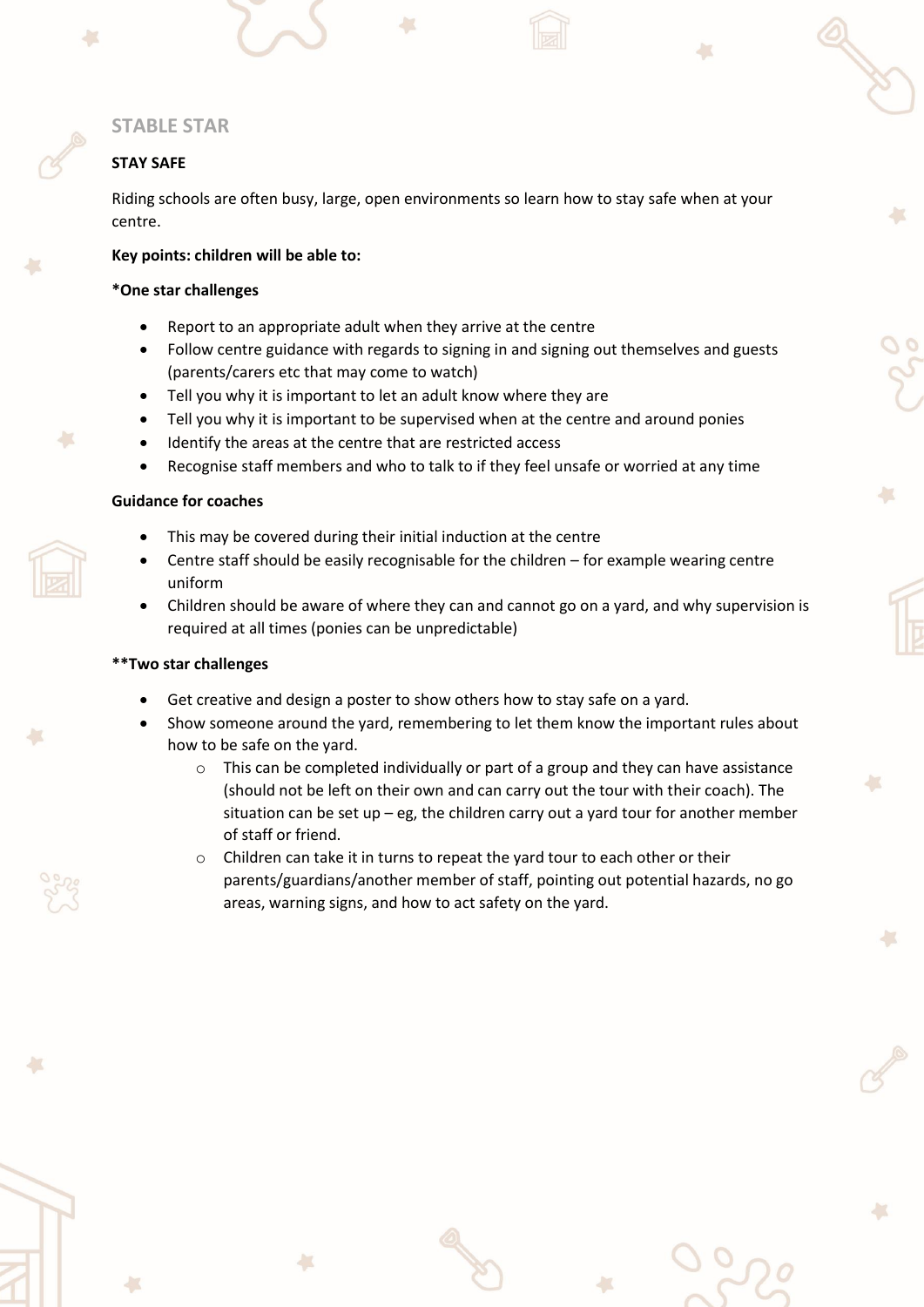## STABLE STAR

### STAY SAFE

Riding schools are often busy, large, open environments so learn how to stay safe when at your centre.

**Key points: children will be able to:**

**\*One star challenges**

- Report to an appropriate adult when they arrive at the centre
- Follow centre guidance with regards to signing in and signing out themselves and guests (parents/carers etc that may come to watch)
- Tell you why it is important to let an adult know where they are
- Tell you why it is important to be supervised when at the centre and around ponies
- Identify the areas at the centre that are restricted access
- Recognise staff members and who to talk to if they feel unsafe or worried at any time

**Guidance for coaches**

- This may be covered during their initial induction at the centre
- Centre staff should be easily recognisable for the children – for example wearing centre uniform
- Children should be aware of where they can and cannot go on a yard, and why supervision is required at all times (ponies can be unpredictable)

**\*\*Two star challenges**

- Get creative and design a poster to show others how to stay safe on a yard.
- Show someone around the yard, remembering to let them know the important rules about how to be safe on the yard.
  - This can be completed individually or part of a group and they can have assistance (should not be left on their own and can carry out the tour with their coach). The situation can be set up – eg, the children carry out a yard tour for another member of staff or friend.
  - Children can take it in turns to repeat the yard tour to each other or their parents/guardians/another member of staff, pointing out potential hazards, no go areas, warning signs, and how to act safety on the yard.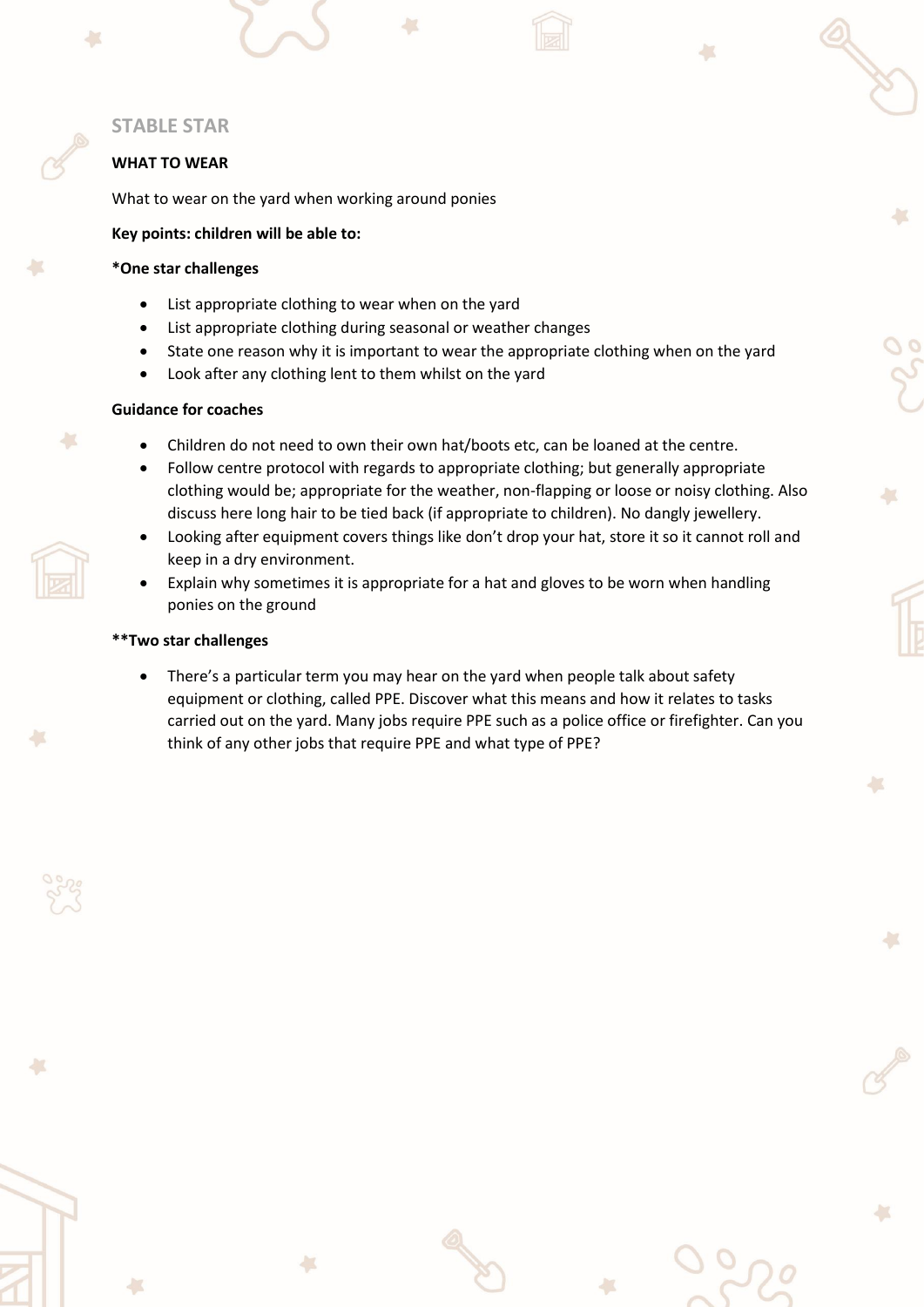## STABLE STAR

**WHAT TO WEAR**

What to wear on the yard when working around ponies

**Key points: children will be able to:**

**\*One star challenges**

- List appropriate clothing to wear when on the yard
- List appropriate clothing during seasonal or weather changes
- State one reason why it is important to wear the appropriate clothing when on the yard
- Look after any clothing lent to them whilst on the yard

**Guidance for coaches**

- Children do not need to own their own hat/boots etc, can be loaned at the centre.
- Follow centre protocol with regards to appropriate clothing; but generally appropriate clothing would be; appropriate for the weather, non-flapping or loose or noisy clothing. Also discuss here long hair to be tied back (if appropriate to children). No dangly jewellery.
- Looking after equipment covers things like don't drop your hat, store it so it cannot roll and keep in a dry environment.
- Explain why sometimes it is appropriate for a hat and gloves to be worn when handling ponies on the ground

**\*\*Two star challenges**

- There's a particular term you may hear on the yard when people talk about safety equipment or clothing, called PPE. Discover what this means and how it relates to tasks carried out on the yard. Many jobs require PPE such as a police office or firefighter. Can you think of any other jobs that require PPE and what type of PPE?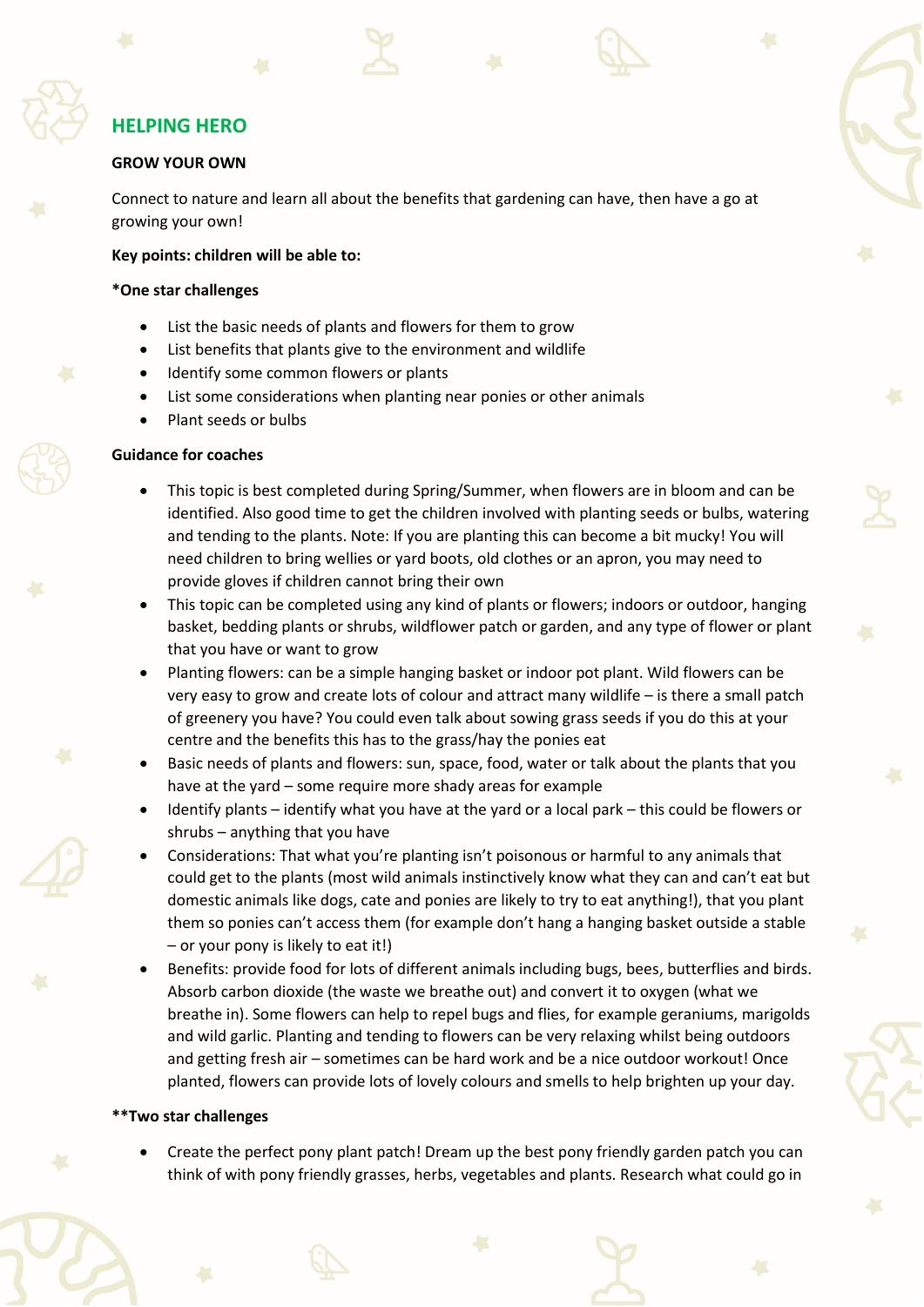## HELPING HERO

### GROW YOUR OWN

Connect to nature and learn all about the benefits that gardening can have, then have a go at growing your own!

**Key points: children will be able to:**

**\*One star challenges**

- List the basic needs of plants and flowers for them to grow
- List benefits that plants give to the environment and wildlife
- Identify some common flowers or plants
- List some considerations when planting near ponies or other animals
- Plant seeds or bulbs

**Guidance for coaches**

- This topic is best completed during Spring/Summer, when flowers are in bloom and can be identified. Also good time to get the children involved with planting seeds or bulbs, watering and tending to the plants. Note: If you are planting this can become a bit mucky! You will need children to bring wellies or yard boots, old clothes or an apron, you may need to provide gloves if children cannot bring their own
- This topic can be completed using any kind of plants or flowers; indoors or outdoor, hanging basket, bedding plants or shrubs, wildflower patch or garden, and any type of flower or plant that you have or want to grow
- Planting flowers: can be a simple hanging basket or indoor pot plant. Wild flowers can be very easy to grow and create lots of colour and attract many wildlife – is there a small patch of greenery you have? You could even talk about sowing grass seeds if you do this at your centre and the benefits this has to the grass/hay the ponies eat
- Basic needs of plants and flowers: sun, space, food, water or talk about the plants that you have at the yard – some require more shady areas for example
- Identify plants – identify what you have at the yard or a local park – this could be flowers or shrubs – anything that you have
- Considerations: That what you're planting isn't poisonous or harmful to any animals that could get to the plants (most wild animals instinctively know what they can and can't eat but domestic animals like dogs, cate and ponies are likely to try to eat anything!), that you plant them so ponies can't access them (for example don't hang a hanging basket outside a stable – or your pony is likely to eat it!)
- Benefits: provide food for lots of different animals including bugs, bees, butterflies and birds. Absorb carbon dioxide (the waste we breathe out) and convert it to oxygen (what we breathe in). Some flowers can help to repel bugs and flies, for example geraniums, marigolds and wild garlic. Planting and tending to flowers can be very relaxing whilst being outdoors and getting fresh air – sometimes can be hard work and be a nice outdoor workout! Once planted, flowers can provide lots of lovely colours and smells to help brighten up your day.

**\*\*Two star challenges**

- Create the perfect pony plant patch! Dream up the best pony friendly garden patch you can think of with pony friendly grasses, herbs, vegetables and plants. Research what could go in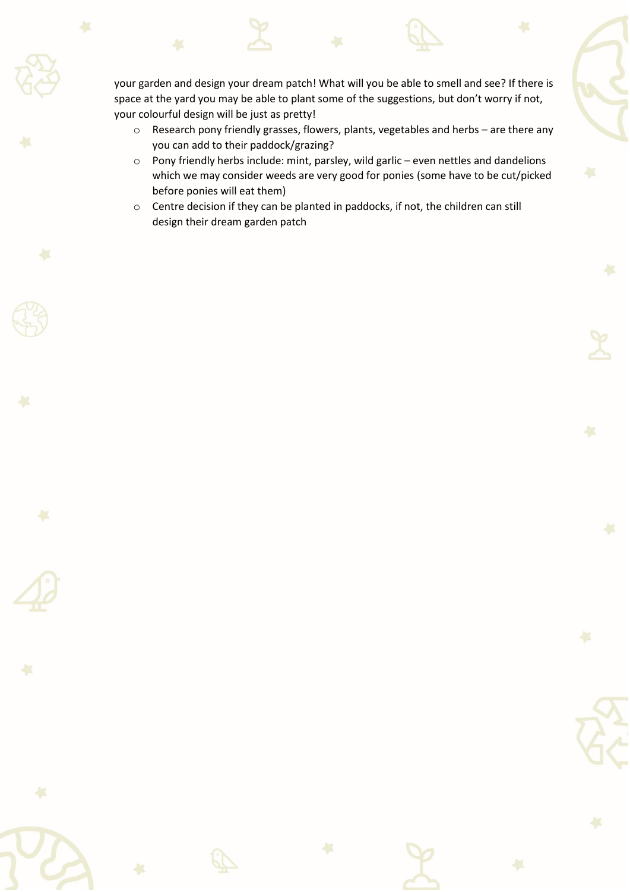your garden and design your dream patch! What will you be able to smell and see? If there is space at the yard you may be able to plant some of the suggestions, but don't worry if not, your colourful design will be just as pretty!

- Research pony friendly grasses, flowers, plants, vegetables and herbs – are there any you can add to their paddock/grazing?
- Pony friendly herbs include: mint, parsley, wild garlic – even nettles and dandelions which we may consider weeds are very good for ponies (some have to be cut/picked before ponies will eat them)
- Centre decision if they can be planted in paddocks, if not, the children can still design their dream garden patch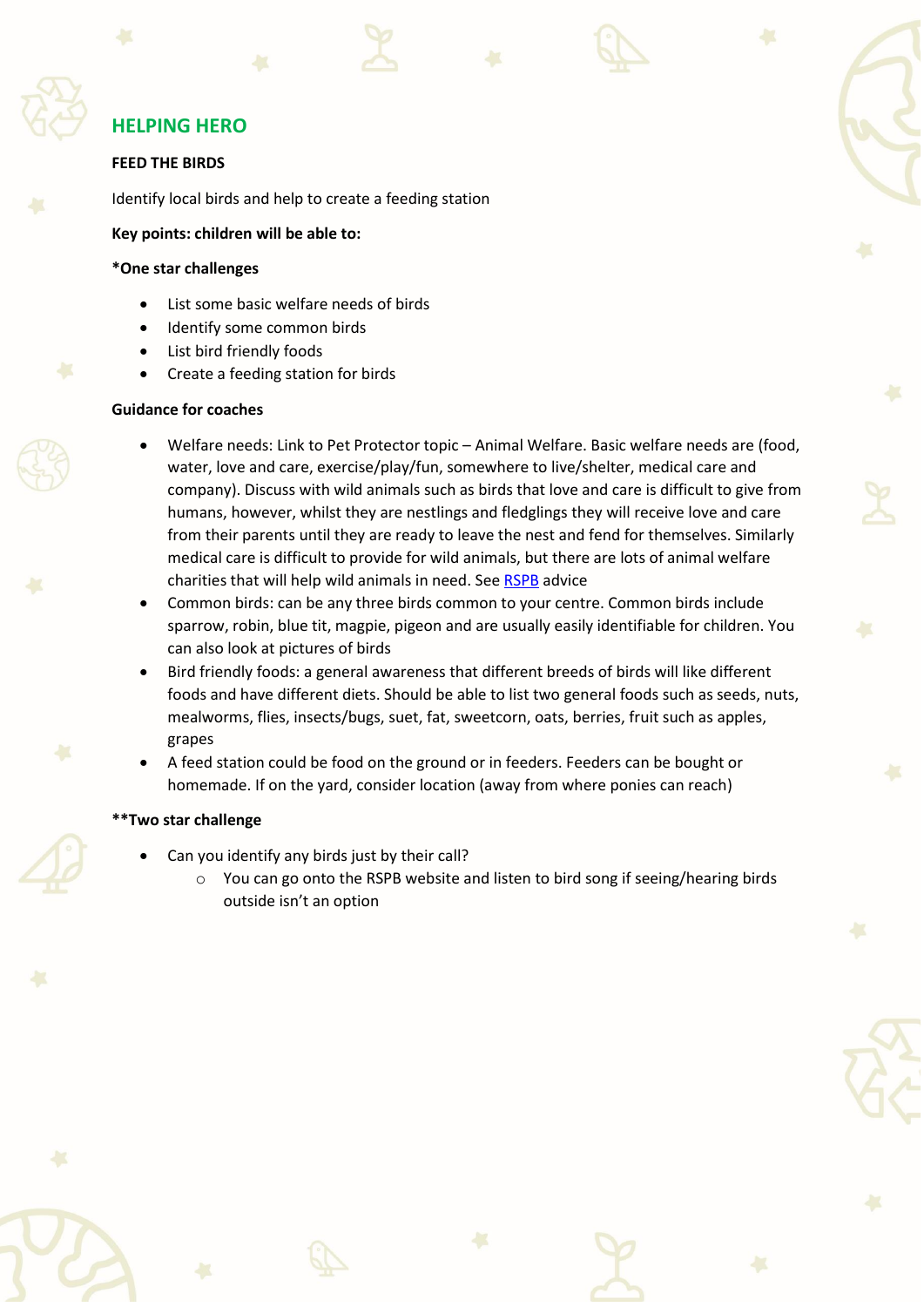## HELPING HERO

**FEED THE BIRDS**

Identify local birds and help to create a feeding station

**Key points: children will be able to:**

**\*One star challenges**

- List some basic welfare needs of birds
- Identify some common birds
- List bird friendly foods
- Create a feeding station for birds

**Guidance for coaches**

- Welfare needs: Link to Pet Protector topic – Animal Welfare. Basic welfare needs are (food, water, love and care, exercise/play/fun, somewhere to live/shelter, medical care and company). Discuss with wild animals such as birds that love and care is difficult to give from humans, however, whilst they are nestlings and fledglings they will receive love and care from their parents until they are ready to leave the nest and fend for themselves. Similarly medical care is difficult to provide for wild animals, but there are lots of animal welfare charities that will help wild animals in need. See RSPB advice
- Common birds: can be any three birds common to your centre. Common birds include sparrow, robin, blue tit, magpie, pigeon and are usually easily identifiable for children. You can also look at pictures of birds
- Bird friendly foods: a general awareness that different breeds of birds will like different foods and have different diets. Should be able to list two general foods such as seeds, nuts, mealworms, flies, insects/bugs, suet, fat, sweetcorn, oats, berries, fruit such as apples, grapes
- A feed station could be food on the ground or in feeders. Feeders can be bought or homemade. If on the yard, consider location (away from where ponies can reach)

**\*\*Two star challenge**

- Can you identify any birds just by their call?
  - You can go onto the RSPB website and listen to bird song if seeing/hearing birds outside isn't an option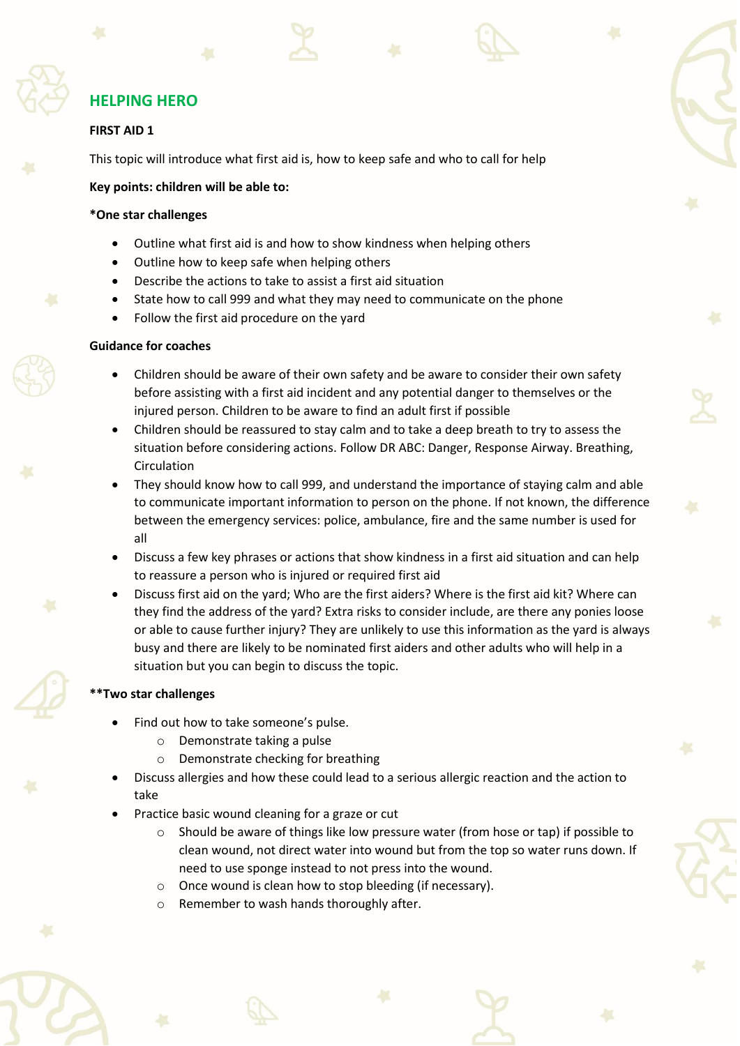## HELPING HERO

**FIRST AID 1**

This topic will introduce what first aid is, how to keep safe and who to call for help

**Key points: children will be able to:**

**\*One star challenges**

- Outline what first aid is and how to show kindness when helping others
- Outline how to keep safe when helping others
- Describe the actions to take to assist a first aid situation
- State how to call 999 and what they may need to communicate on the phone
- Follow the first aid procedure on the yard

**Guidance for coaches**

- Children should be aware of their own safety and be aware to consider their own safety before assisting with a first aid incident and any potential danger to themselves or the injured person. Children to be aware to find an adult first if possible
- Children should be reassured to stay calm and to take a deep breath to try to assess the situation before considering actions. Follow DR ABC: Danger, Response Airway. Breathing, Circulation
- They should know how to call 999, and understand the importance of staying calm and able to communicate important information to person on the phone. If not known, the difference between the emergency services: police, ambulance, fire and the same number is used for all
- Discuss a few key phrases or actions that show kindness in a first aid situation and can help to reassure a person who is injured or required first aid
- Discuss first aid on the yard; Who are the first aiders? Where is the first aid kit? Where can they find the address of the yard? Extra risks to consider include, are there any ponies loose or able to cause further injury? They are unlikely to use this information as the yard is always busy and there are likely to be nominated first aiders and other adults who will help in a situation but you can begin to discuss the topic.

**\*\*Two star challenges**

- Find out how to take someone's pulse.
  - Demonstrate taking a pulse
  - Demonstrate checking for breathing
- Discuss allergies and how these could lead to a serious allergic reaction and the action to take
- Practice basic wound cleaning for a graze or cut
  - Should be aware of things like low pressure water (from hose or tap) if possible to clean wound, not direct water into wound but from the top so water runs down. If need to use sponge instead to not press into the wound.
  - Once wound is clean how to stop bleeding (if necessary).
  - Remember to wash hands thoroughly after.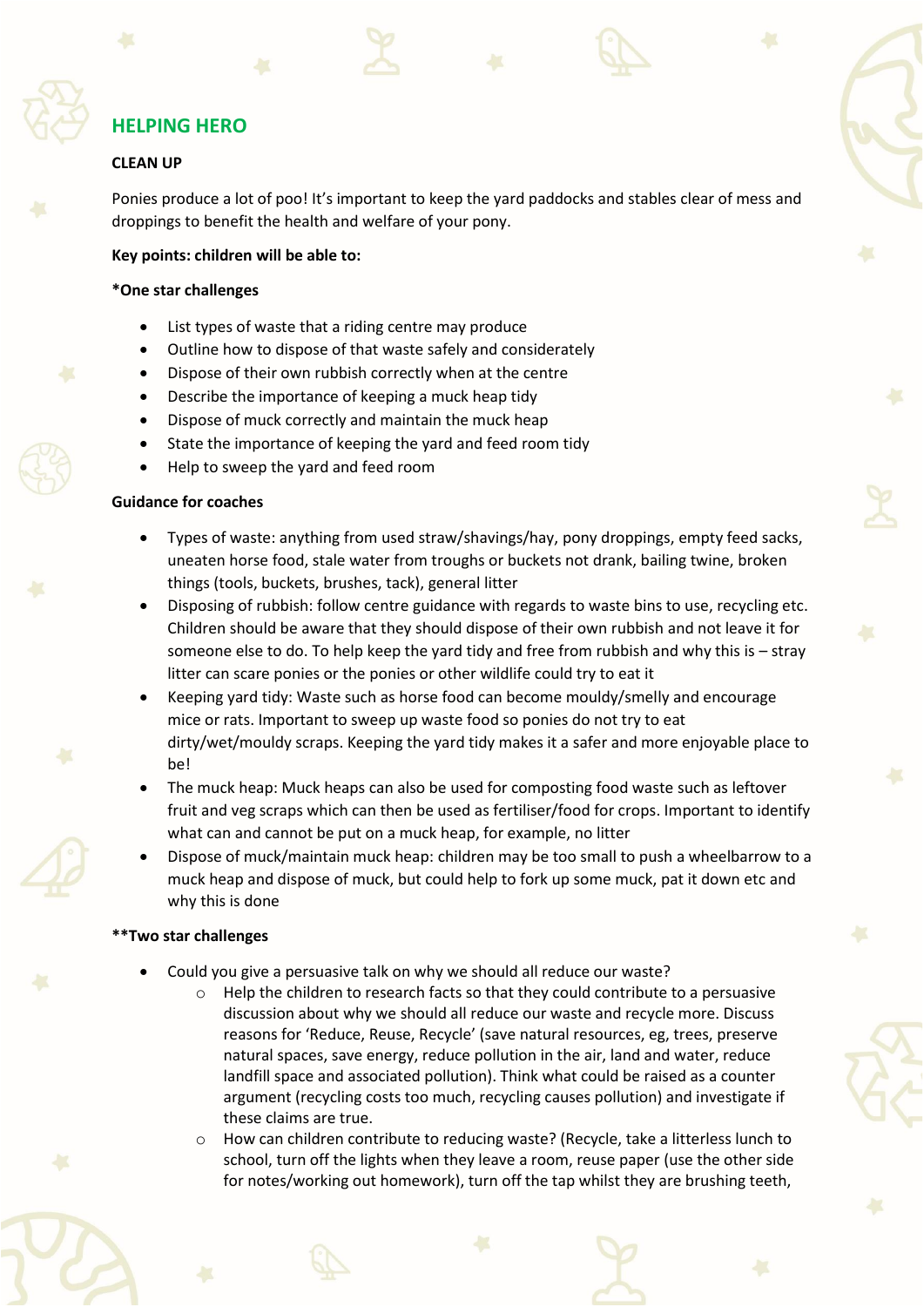## HELPING HERO

**CLEAN UP**

Ponies produce a lot of poo! It's important to keep the yard paddocks and stables clear of mess and droppings to benefit the health and welfare of your pony.

**Key points: children will be able to:**

**\*One star challenges**

- List types of waste that a riding centre may produce
- Outline how to dispose of that waste safely and considerately
- Dispose of their own rubbish correctly when at the centre
- Describe the importance of keeping a muck heap tidy
- Dispose of muck correctly and maintain the muck heap
- State the importance of keeping the yard and feed room tidy
- Help to sweep the yard and feed room

**Guidance for coaches**

- Types of waste: anything from used straw/shavings/hay, pony droppings, empty feed sacks, uneaten horse food, stale water from troughs or buckets not drank, bailing twine, broken things (tools, buckets, brushes, tack), general litter
- Disposing of rubbish: follow centre guidance with regards to waste bins to use, recycling etc. Children should be aware that they should dispose of their own rubbish and not leave it for someone else to do. To help keep the yard tidy and free from rubbish and why this is – stray litter can scare ponies or the ponies or other wildlife could try to eat it
- Keeping yard tidy: Waste such as horse food can become mouldy/smelly and encourage mice or rats. Important to sweep up waste food so ponies do not try to eat dirty/wet/mouldy scraps. Keeping the yard tidy makes it a safer and more enjoyable place to be!
- The muck heap: Muck heaps can also be used for composting food waste such as leftover fruit and veg scraps which can then be used as fertiliser/food for crops. Important to identify what can and cannot be put on a muck heap, for example, no litter
- Dispose of muck/maintain muck heap: children may be too small to push a wheelbarrow to a muck heap and dispose of muck, but could help to fork up some muck, pat it down etc and why this is done

**\*\*Two star challenges**

- Could you give a persuasive talk on why we should all reduce our waste?
  - Help the children to research facts so that they could contribute to a persuasive discussion about why we should all reduce our waste and recycle more. Discuss reasons for 'Reduce, Reuse, Recycle' (save natural resources, eg, trees, preserve natural spaces, save energy, reduce pollution in the air, land and water, reduce landfill space and associated pollution). Think what could be raised as a counter argument (recycling costs too much, recycling causes pollution) and investigate if these claims are true.
  - How can children contribute to reducing waste? (Recycle, take a litterless lunch to school, turn off the lights when they leave a room, reuse paper (use the other side for notes/working out homework), turn off the tap whilst they are brushing teeth,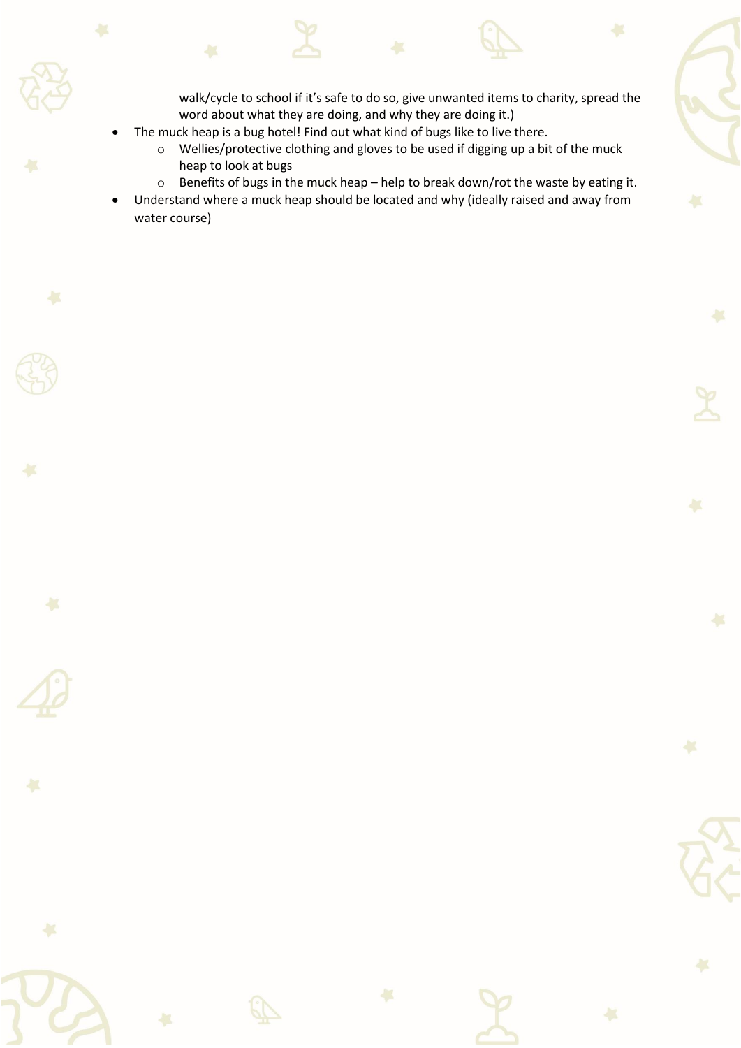walk/cycle to school if it's safe to do so, give unwanted items to charity, spread the word about what they are doing, and why they are doing it.)

- The muck heap is a bug hotel! Find out what kind of bugs like to live there.
    - Wellies/protective clothing and gloves to be used if digging up a bit of the muck heap to look at bugs
    - Benefits of bugs in the muck heap – help to break down/rot the waste by eating it.
- Understand where a muck heap should be located and why (ideally raised and away from water course)